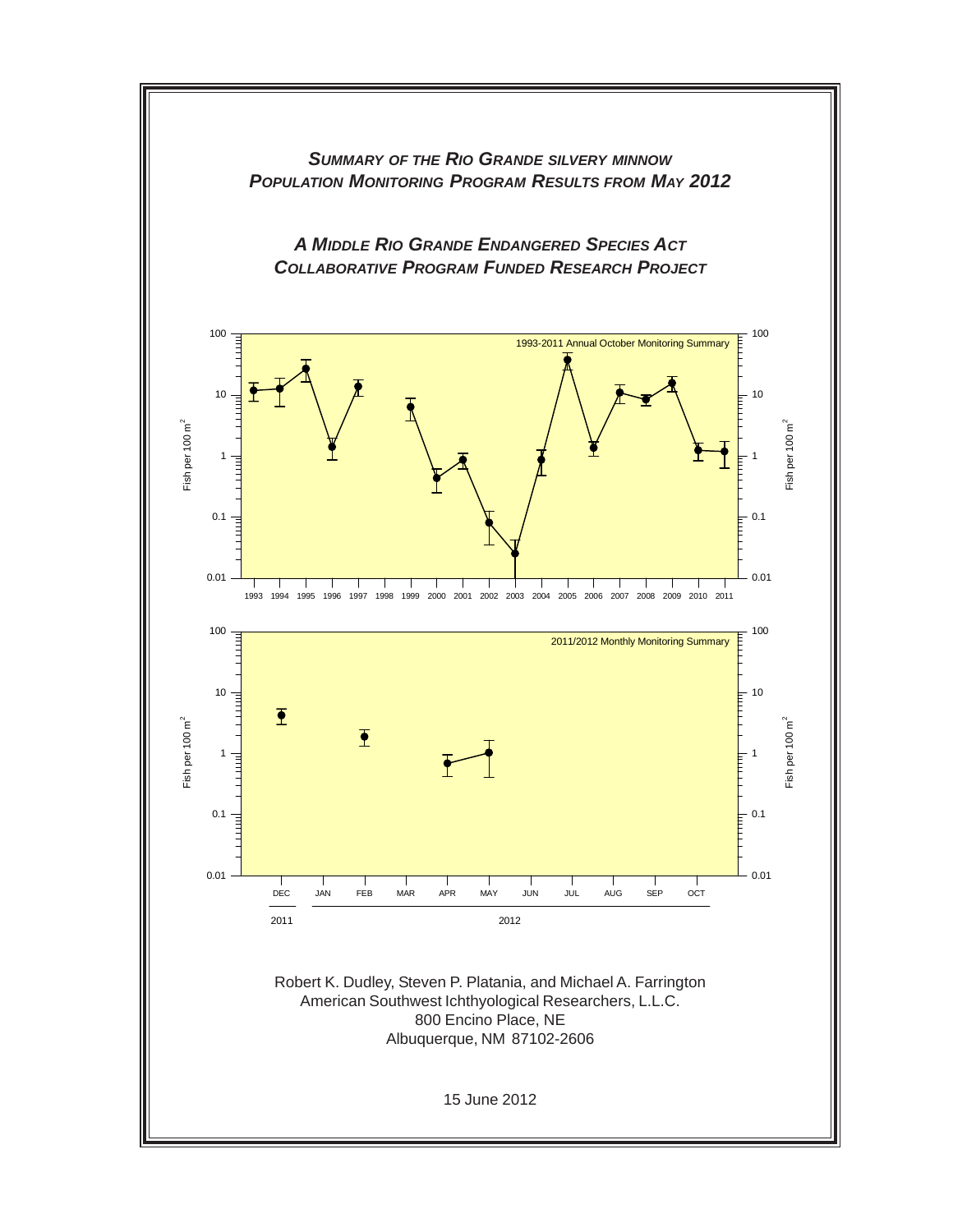# *SUMMARY OF THE RIO GRANDE SILVERY MINNOW POPULATION MONITORING PROGRAM RESULTS FROM MAY 2012*

## *A MIDDLE RIO GRANDE ENDANGERED SPECIES ACT COLLABORATIVE PROGRAM FUNDED RESEARCH PROJECT*

Robert K. Dudley, Steven P. Platania, and Michael A. Farrington
American Southwest Ichthyological Researchers, L.L.C.
800 Encino Place, NE
Albuquerque, NM 87102-2606

15 June 2012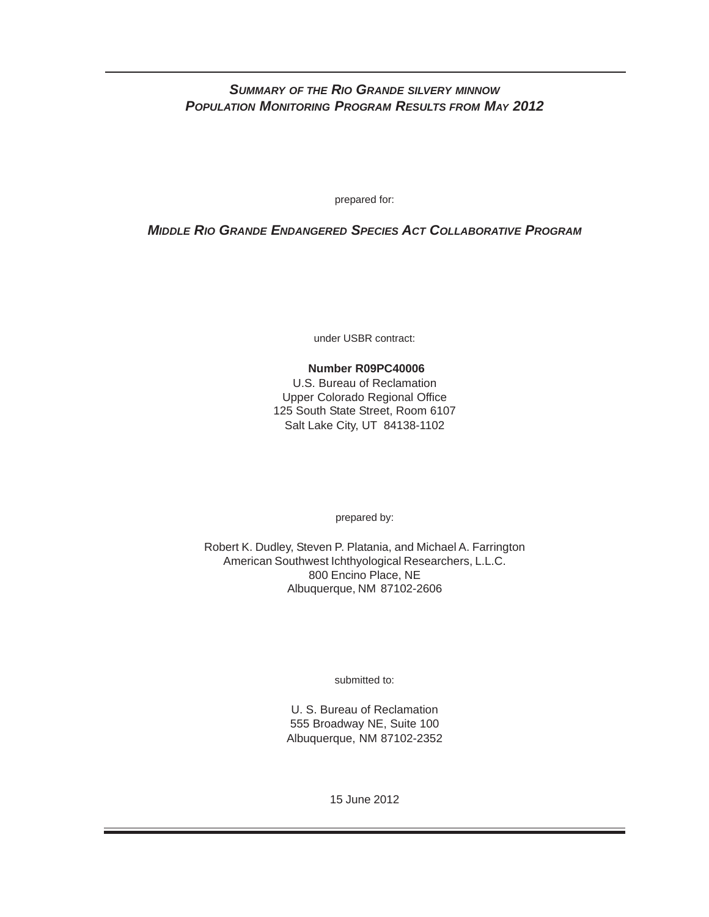# *Summary of the Rio Grande silvery minnow Population Monitoring Program Results from May 2012*

prepared for:

***Middle Rio Grande Endangered Species Act Collaborative Program***

under USBR contract:

**Number R09PC40006**
U.S. Bureau of Reclamation
Upper Colorado Regional Office
125 South State Street, Room 6107
Salt Lake City, UT 84138-1102

prepared by:

Robert K. Dudley, Steven P. Platania, and Michael A. Farrington
American Southwest Ichthyological Researchers, L.L.C.
800 Encino Place, NE
Albuquerque, NM 87102-2606

submitted to:

U. S. Bureau of Reclamation
555 Broadway NE, Suite 100
Albuquerque, NM 87102-2352

15 June 2012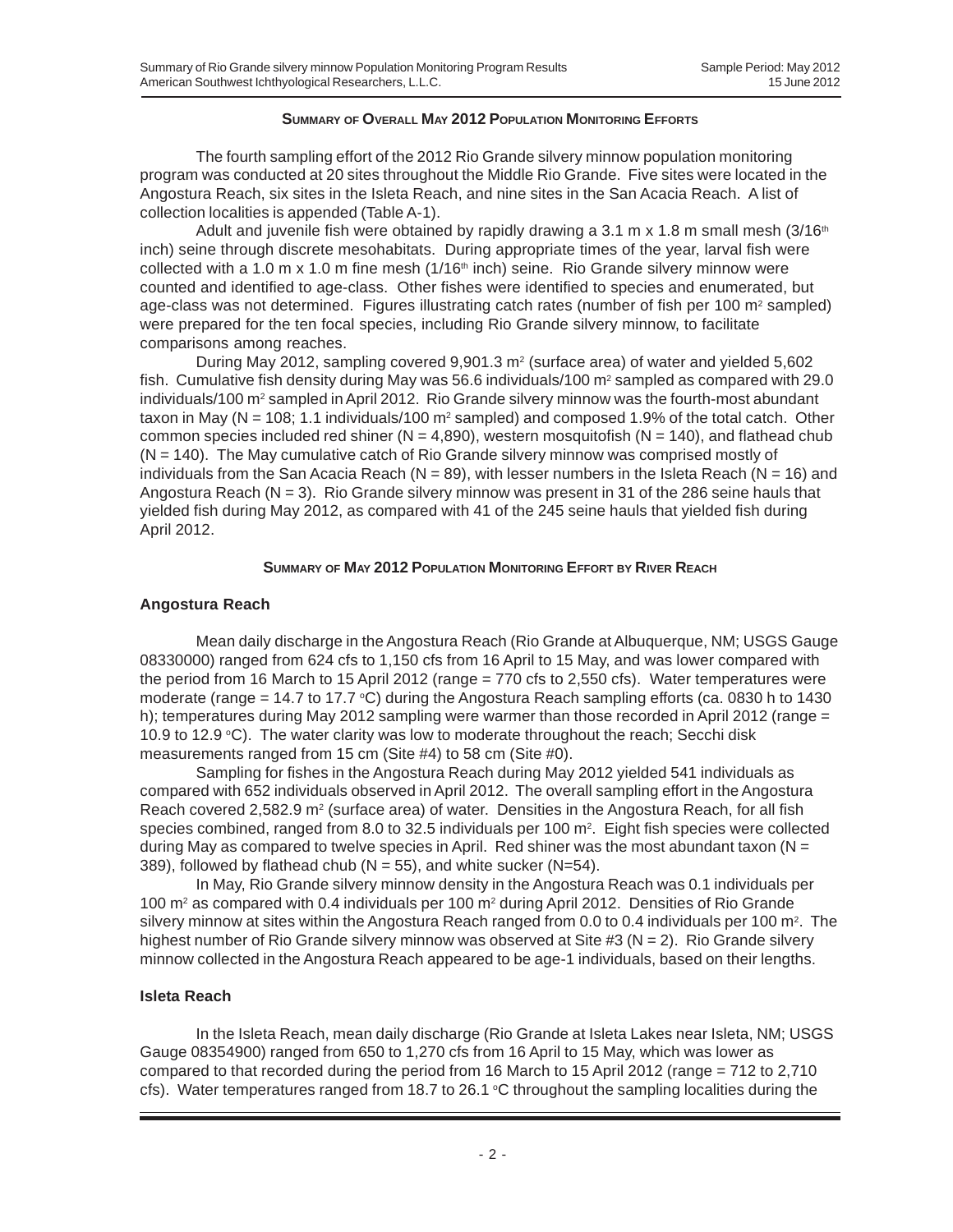## Summary of Overall May 2012 Population Monitoring Efforts

The fourth sampling effort of the 2012 Rio Grande silvery minnow population monitoring program was conducted at 20 sites throughout the Middle Rio Grande. Five sites were located in the Angostura Reach, six sites in the Isleta Reach, and nine sites in the San Acacia Reach. A list of collection localities is appended (Table A-1).

Adult and juvenile fish were obtained by rapidly drawing a 3.1 m x 1.8 m small mesh (3/16th inch) seine through discrete mesohabitats. During appropriate times of the year, larval fish were collected with a 1.0 m x 1.0 m fine mesh (1/16th inch) seine. Rio Grande silvery minnow were counted and identified to age-class. Other fishes were identified to species and enumerated, but age-class was not determined. Figures illustrating catch rates (number of fish per 100 $m^2$ sampled) were prepared for the ten focal species, including Rio Grande silvery minnow, to facilitate comparisons among reaches.

During May 2012, sampling covered 9,901.3 $m^2$ (surface area) of water and yielded 5,602 fish. Cumulative fish density during May was 56.6 individuals/100 $m^2$ sampled as compared with 29.0 individuals/100 $m^2$ sampled in April 2012. Rio Grande silvery minnow was the fourth-most abundant taxon in May (N = 108; 1.1 individuals/100 $m^2$ sampled) and composed 1.9% of the total catch. Other common species included red shiner (N = 4,890), western mosquitofish (N = 140), and flathead chub (N = 140). The May cumulative catch of Rio Grande silvery minnow was comprised mostly of individuals from the San Acacia Reach (N = 89), with lesser numbers in the Isleta Reach (N = 16) and Angostura Reach (N = 3). Rio Grande silvery minnow was present in 31 of the 286 seine hauls that yielded fish during May 2012, as compared with 41 of the 245 seine hauls that yielded fish during April 2012.

## Summary of May 2012 Population Monitoring Effort by River Reach

### Angostura Reach

Mean daily discharge in the Angostura Reach (Rio Grande at Albuquerque, NM; USGS Gauge 08330000) ranged from 624 cfs to 1,150 cfs from 16 April to 15 May, and was lower compared with the period from 16 March to 15 April 2012 (range = 770 cfs to 2,550 cfs). Water temperatures were moderate (range = 14.7 to 17.7 °C) during the Angostura Reach sampling efforts (ca. 0830 h to 1430 h); temperatures during May 2012 sampling were warmer than those recorded in April 2012 (range = 10.9 to 12.9 °C). The water clarity was low to moderate throughout the reach; Secchi disk measurements ranged from 15 cm (Site #4) to 58 cm (Site #0).

Sampling for fishes in the Angostura Reach during May 2012 yielded 541 individuals as compared with 652 individuals observed in April 2012. The overall sampling effort in the Angostura Reach covered 2,582.9 $m^2$ (surface area) of water. Densities in the Angostura Reach, for all fish species combined, ranged from 8.0 to 32.5 individuals per 100 $m^2$. Eight fish species were collected during May as compared to twelve species in April. Red shiner was the most abundant taxon (N = 389), followed by flathead chub (N = 55), and white sucker (N=54).

In May, Rio Grande silvery minnow density in the Angostura Reach was 0.1 individuals per 100 $m^2$ as compared with 0.4 individuals per 100 $m^2$ during April 2012. Densities of Rio Grande silvery minnow at sites within the Angostura Reach ranged from 0.0 to 0.4 individuals per 100 $m^2$. The highest number of Rio Grande silvery minnow was observed at Site #3 (N = 2). Rio Grande silvery minnow collected in the Angostura Reach appeared to be age-1 individuals, based on their lengths.

### Isleta Reach

In the Isleta Reach, mean daily discharge (Rio Grande at Isleta Lakes near Isleta, NM; USGS Gauge 08354900) ranged from 650 to 1,270 cfs from 16 April to 15 May, which was lower as compared to that recorded during the period from 16 March to 15 April 2012 (range = 712 to 2,710 cfs). Water temperatures ranged from 18.7 to 26.1 °C throughout the sampling localities during the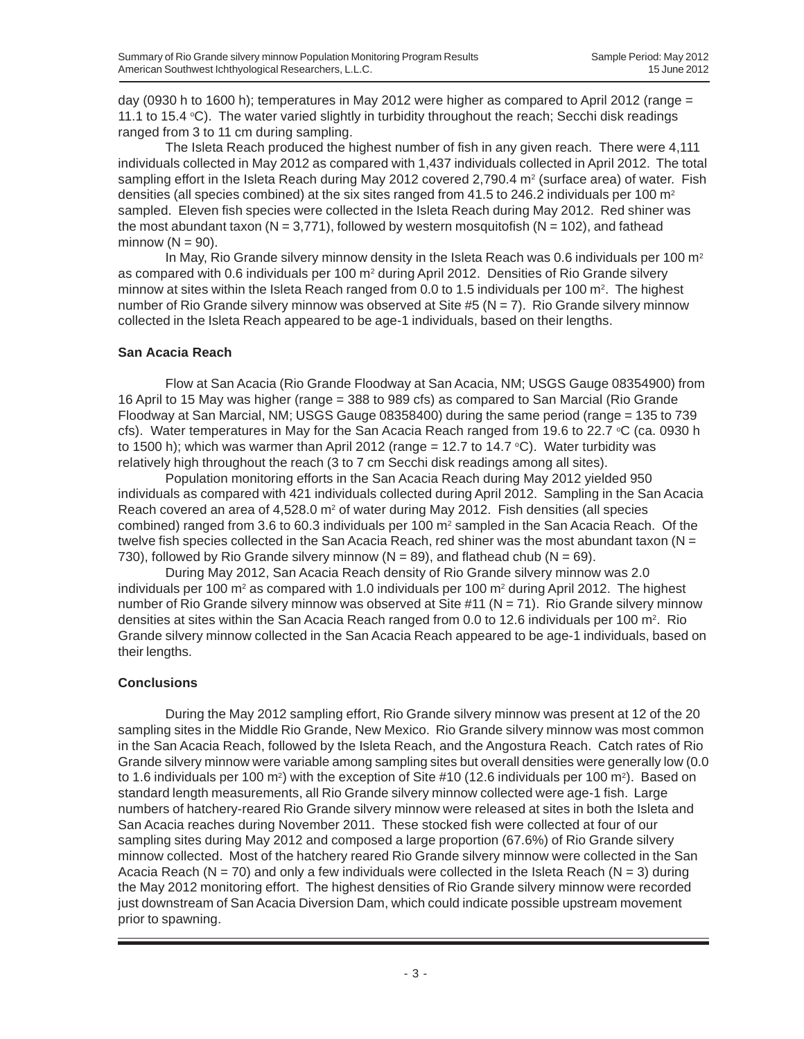day (0930 h to 1600 h); temperatures in May 2012 were higher as compared to April 2012 (range = 11.1 to 15.4 °C). The water varied slightly in turbidity throughout the reach; Secchi disk readings ranged from 3 to 11 cm during sampling.

The Isleta Reach produced the highest number of fish in any given reach. There were 4,111 individuals collected in May 2012 as compared with 1,437 individuals collected in April 2012. The total sampling effort in the Isleta Reach during May 2012 covered 2,790.4 $m^2$ (surface area) of water. Fish densities (all species combined) at the six sites ranged from 41.5 to 246.2 individuals per 100 $m^2$ sampled. Eleven fish species were collected in the Isleta Reach during May 2012. Red shiner was the most abundant taxon (N = 3,771), followed by western mosquitofish (N = 102), and fathead minnow (N = 90).

In May, Rio Grande silvery minnow density in the Isleta Reach was 0.6 individuals per 100 $m^2$ as compared with 0.6 individuals per 100 $m^2$ during April 2012. Densities of Rio Grande silvery minnow at sites within the Isleta Reach ranged from 0.0 to 1.5 individuals per 100 $m^2$. The highest number of Rio Grande silvery minnow was observed at Site #5 (N = 7). Rio Grande silvery minnow collected in the Isleta Reach appeared to be age-1 individuals, based on their lengths.

### San Acacia Reach

Flow at San Acacia (Rio Grande Floodway at San Acacia, NM; USGS Gauge 08354900) from 16 April to 15 May was higher (range = 388 to 989 cfs) as compared to San Marcial (Rio Grande Floodway at San Marcial, NM; USGS Gauge 08358400) during the same period (range = 135 to 739 cfs). Water temperatures in May for the San Acacia Reach ranged from 19.6 to 22.7 °C (ca. 0930 h to 1500 h); which was warmer than April 2012 (range = 12.7 to 14.7 °C). Water turbidity was relatively high throughout the reach (3 to 7 cm Secchi disk readings among all sites).

Population monitoring efforts in the San Acacia Reach during May 2012 yielded 950 individuals as compared with 421 individuals collected during April 2012. Sampling in the San Acacia Reach covered an area of 4,528.0 $m^2$ of water during May 2012. Fish densities (all species combined) ranged from 3.6 to 60.3 individuals per 100 $m^2$ sampled in the San Acacia Reach. Of the twelve fish species collected in the San Acacia Reach, red shiner was the most abundant taxon (N = 730), followed by Rio Grande silvery minnow (N = 89), and flathead chub (N = 69).

During May 2012, San Acacia Reach density of Rio Grande silvery minnow was 2.0 individuals per 100 $m^2$ as compared with 1.0 individuals per 100 $m^2$ during April 2012. The highest number of Rio Grande silvery minnow was observed at Site #11 (N = 71). Rio Grande silvery minnow densities at sites within the San Acacia Reach ranged from 0.0 to 12.6 individuals per 100 $m^2$. Rio Grande silvery minnow collected in the San Acacia Reach appeared to be age-1 individuals, based on their lengths.

### Conclusions

During the May 2012 sampling effort, Rio Grande silvery minnow was present at 12 of the 20 sampling sites in the Middle Rio Grande, New Mexico. Rio Grande silvery minnow was most common in the San Acacia Reach, followed by the Isleta Reach, and the Angostura Reach. Catch rates of Rio Grande silvery minnow were variable among sampling sites but overall densities were generally low (0.0 to 1.6 individuals per 100 $m^2$) with the exception of Site #10 (12.6 individuals per 100 $m^2$). Based on standard length measurements, all Rio Grande silvery minnow collected were age-1 fish. Large numbers of hatchery-reared Rio Grande silvery minnow were released at sites in both the Isleta and San Acacia reaches during November 2011. These stocked fish were collected at four of our sampling sites during May 2012 and composed a large proportion (67.6%) of Rio Grande silvery minnow collected. Most of the hatchery reared Rio Grande silvery minnow were collected in the San Acacia Reach (N = 70) and only a few individuals were collected in the Isleta Reach (N = 3) during the May 2012 monitoring effort. The highest densities of Rio Grande silvery minnow were recorded just downstream of San Acacia Diversion Dam, which could indicate possible upstream movement prior to spawning.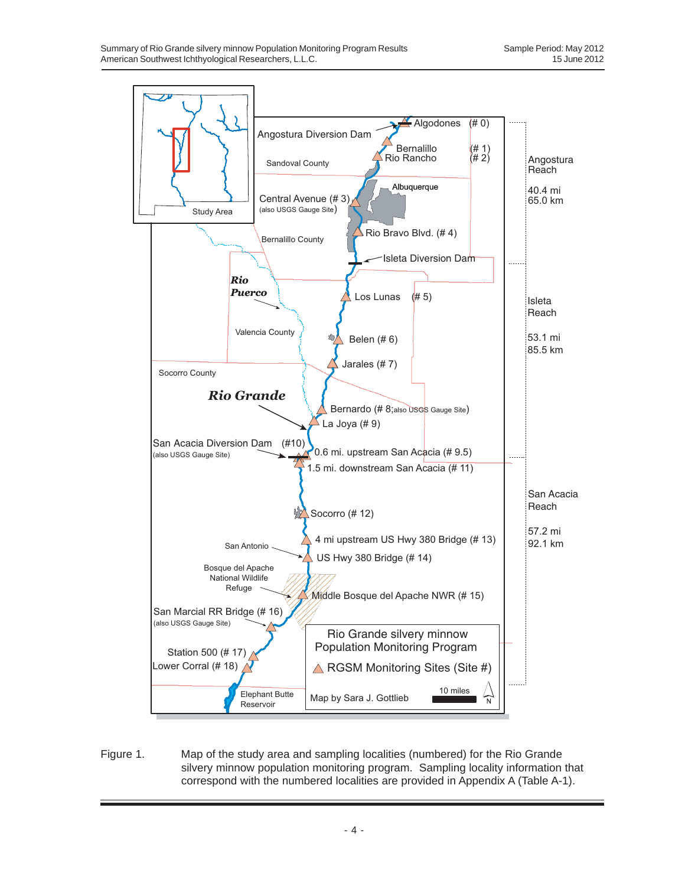Figure 1. Map of the study area and sampling localities (numbered) for the Rio Grande silvery minnow population monitoring program. Sampling locality information that correspond with the numbered localities are provided in Appendix A (Table A-1).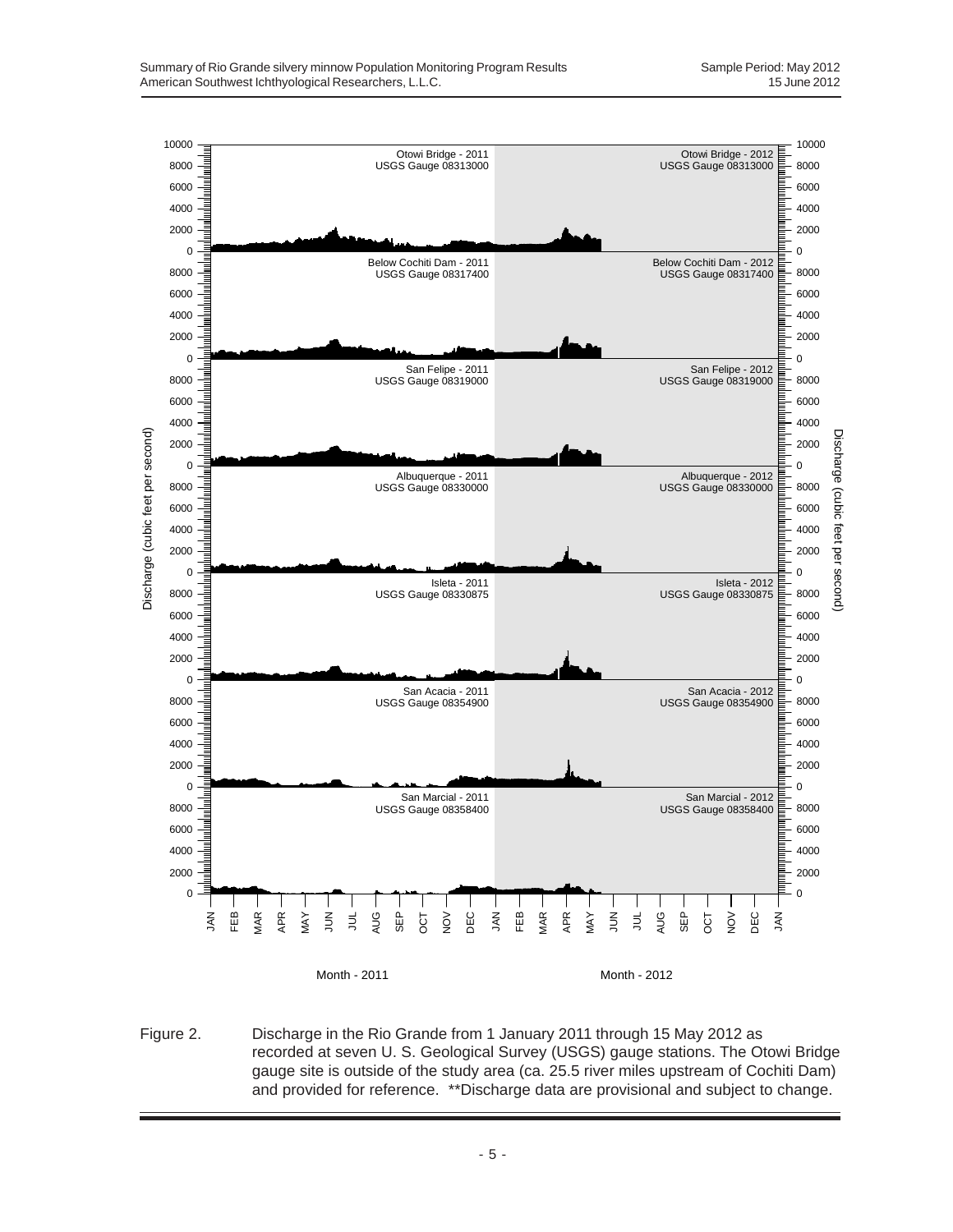Figure 2. Discharge in the Rio Grande from 1 January 2011 through 15 May 2012 as recorded at seven U. S. Geological Survey (USGS) gauge stations. The Otowi Bridge gauge site is outside of the study area (ca. 25.5 river miles upstream of Cochiti Dam) and provided for reference. **Discharge data are provisional and subject to change.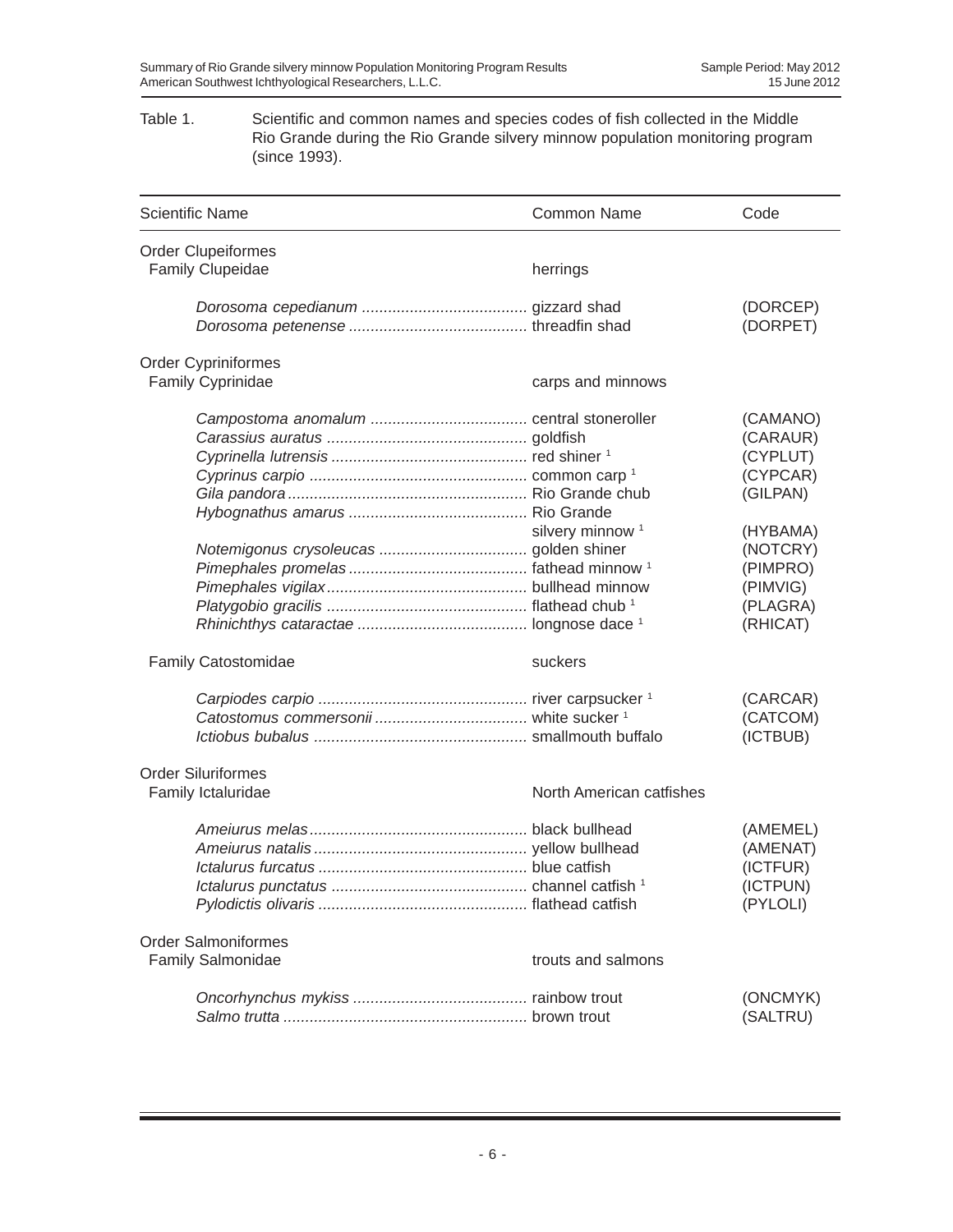Table 1. Scientific and common names and species codes of fish collected in the Middle Rio Grande during the Rio Grande silvery minnow population monitoring program (since 1993).

| Scientific Name | Common Name | Code |
|---|---|---|
| Order Clupeiformes | | |
| Family Clupeidae | herrings | |
| *Dorosoma cepedianum* | gizzard shad | (DORCEP) |
| *Dorosoma petenense* | threadfin shad | (DORPET) |
| Order Cypriniformes | | |
| Family Cyprinidae | carps and minnows | |
| *Campostoma anomalum* | central stoneroller | (CAMANO) |
| *Carassius auratus* | goldfish | (CARAUR) |
| *Cyprinella lutrensis* | red shiner [1] | (CYPLUT) |
| *Cyprinus carpio* | common carp [1] | (CYPCAR) |
| *Gila pandora* | Rio Grande chub | (GILPAN) |
| *Hybognathus amarus* | Rio Grande silvery minnow [1] | (HYBAMA) |
| *Notemigonus crysoleucas* | golden shiner | (NOTCRY) |
| *Pimephales promelas* | fathead minnow [1] | (PIMPRO) |
| *Pimephales vigilax* | bullhead minnow | (PIMVIG) |
| *Platygobio gracilis* | flathead chub [1] | (PLAGRA) |
| *Rhinichthys cataractae* | longnose dace [1] | (RHICAT) |
| Family Catostomidae | suckers | |
| *Carpiodes carpio* | river carpsucker [1] | (CARCAR) |
| *Catostomus commersonii* | white sucker [1] | (CATCOM) |
| *Ictiobus bubalus* | smallmouth buffalo | (ICTBUB) |
| Order Siluriformes | | |
| Family Ictaluridae | North American catfishes | |
| *Ameiurus melas* | black bullhead | (AMEMEL) |
| *Ameiurus natalis* | yellow bullhead | (AMENAT) |
| *Ictalurus furcatus* | blue catfish | (ICTFUR) |
| *Ictalurus punctatus* | channel catfish [1] | (ICTPUN) |
| *Pylodictis olivaris* | flathead catfish | (PYLOLI) |
| Order Salmoniformes | | |
| Family Salmonidae | trouts and salmons | |
| *Oncorhynchus mykiss* | rainbow trout | (ONCMYK) |
| *Salmo trutta* | brown trout | (SALTRU) |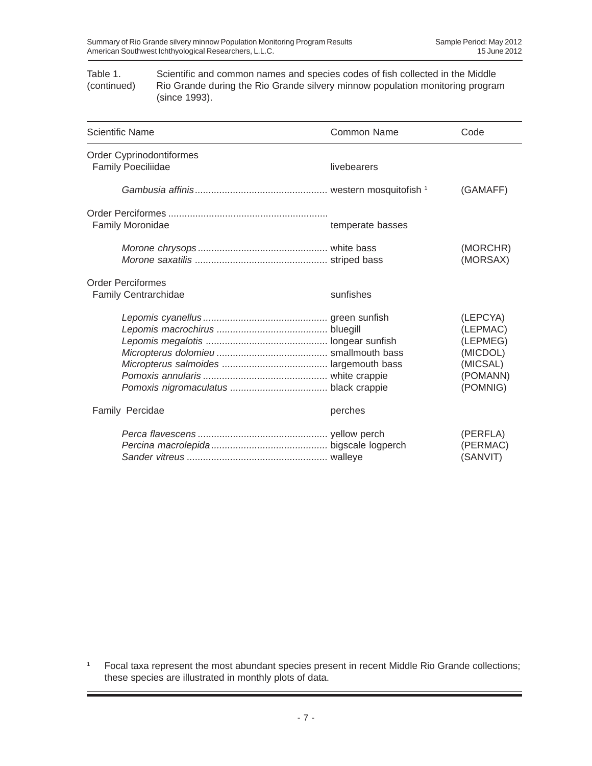Table 1. (continued) Scientific and common names and species codes of fish collected in the Middle Rio Grande during the Rio Grande silvery minnow population monitoring program (since 1993).

| Scientific Name | Common Name | Code |
|---|---|---|
| Order Cyprinodontiformes | | |
| Family Poeciliidae | livebearers | |
| *Gambusia affinis* | western mosquitofish [1] | (GAMAFF) |
| Order Perciformes | | |
| Family Moronidae | temperate basses | |
| *Morone chrysops* | white bass | (MORCHR) |
| *Morone saxatilis* | striped bass | (MORSAX) |
| Order Perciformes | | |
| Family Centrarchidae | sunfishes | |
| *Lepomis cyanellus* | green sunfish | (LEPCYA) |
| *Lepomis macrochirus* | bluegill | (LEPMAC) |
| *Lepomis megalotis* | longear sunfish | (LEPMEG) |
| *Micropterus dolomieu* | smallmouth bass | (MICDOL) |
| *Micropterus salmoides* | largemouth bass | (MICSAL) |
| *Pomoxis annularis* | white crappie | (POMANN) |
| *Pomoxis nigromaculatus* | black crappie | (POMNIG) |
| Family Percidae | perches | |
| *Perca flavescens* | yellow perch | (PERFLA) |
| *Percina macrolepida* | bigscale logperch | (PERMAC) |
| *Sander vitreus* | walleye | (SANVIT) |

[1] Focal taxa represent the most abundant species present in recent Middle Rio Grande collections; these species are illustrated in monthly plots of data.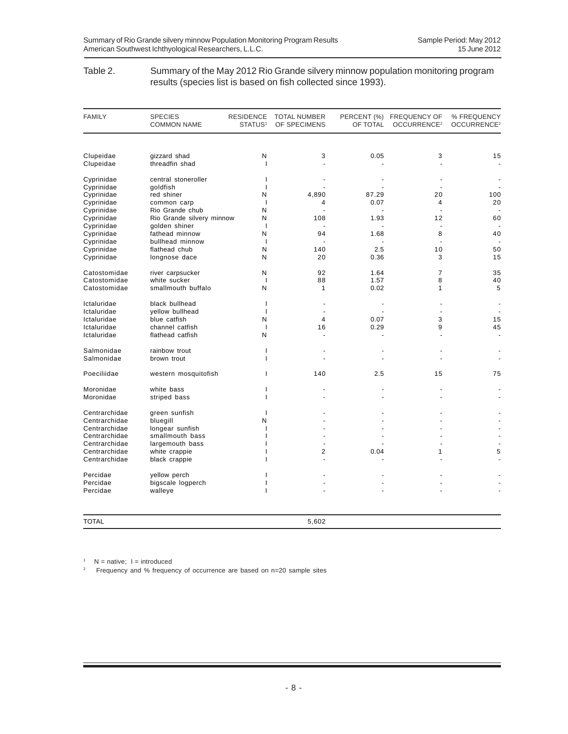Table 2. Summary of the May 2012 Rio Grande silvery minnow population monitoring program results (species list is based on fish collected since 1993).

| FAMILY | SPECIES COMMON NAME | RESIDENCE STATUS[1] | TOTAL NUMBER OF SPECIMENS | PERCENT (%) OF TOTAL | FREQUENCY OF OCCURRENCE[2] | % FREQUENCY OCCURRENCE[2] |
|---|---|---|---|---|---|---|
| Clupeidae | gizzard shad | N | 3 | 0.05 | 3 | 15 |
| Clupeidae | threadfin shad | I | - | - | - | - |
| Cyprinidae | central stoneroller | I | - | - | - | - |
| Cyprinidae | goldfish | I | - | - | - | - |
| Cyprinidae | red shiner | N | 4,890 | 87.29 | 20 | 100 |
| Cyprinidae | common carp | I | 4 | 0.07 | 4 | 20 |
| Cyprinidae | Rio Grande chub | N | - | - | - | - |
| Cyprinidae | Rio Grande silvery minnow | N | 108 | 1.93 | 12 | 60 |
| Cyprinidae | golden shiner | I | - | - | - | - |
| Cyprinidae | fathead minnow | N | 94 | 1.68 | 8 | 40 |
| Cyprinidae | bullhead minnow | I | - | - | - | - |
| Cyprinidae | flathead chub | N | 140 | 2.5 | 10 | 50 |
| Cyprinidae | longnose dace | N | 20 | 0.36 | 3 | 15 |
| Catostomidae | river carpsucker | N | 92 | 1.64 | 7 | 35 |
| Catostomidae | white sucker | I | 88 | 1.57 | 8 | 40 |
| Catostomidae | smallmouth buffalo | N | 1 | 0.02 | 1 | 5 |
| Ictaluridae | black bullhead | I | - | - | - | - |
| Ictaluridae | yellow bullhead | I | - | - | - | - |
| Ictaluridae | blue catfish | N | 4 | 0.07 | 3 | 15 |
| Ictaluridae | channel catfish | I | 16 | 0.29 | 9 | 45 |
| Ictaluridae | flathead catfish | N | - | - | - | - |
| Salmonidae | rainbow trout | I | - | - | - | - |
| Salmonidae | brown trout | I | - | - | - | - |
| Poeciliidae | western mosquitofish | I | 140 | 2.5 | 15 | 75 |
| Moronidae | white bass | I | - | - | - | - |
| Moronidae | striped bass | I | - | - | - | - |
| Centrarchidae | green sunfish | I | - | - | - | - |
| Centrarchidae | bluegill | N | - | - | - | - |
| Centrarchidae | longear sunfish | I | - | - | - | - |
| Centrarchidae | smallmouth bass | I | - | - | - | - |
| Centrarchidae | largemouth bass | I | - | - | - | - |
| Centrarchidae | white crappie | I | 2 | 0.04 | 1 | 5 |
| Centrarchidae | black crappie | I | - | - | - | - |
| Percidae | yellow perch | I | - | - | - | - |
| Percidae | bigscale logperch | I | - | - | - | - |
| Percidae | walleye | I | - | - | - | - |
| TOTAL | | | 5,602 | | | |

[1] N = native; I = introduced

[2] Frequency and % frequency of occurrence are based on n=20 sample sites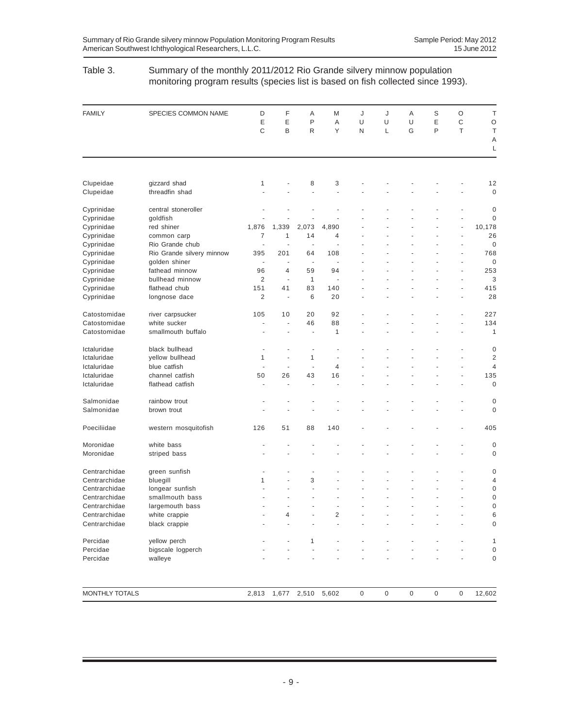Table 3. Summary of the monthly 2011/2012 Rio Grande silvery minnow population monitoring program results (species list is based on fish collected since 1993).

| FAMILY | SPECIES COMMON NAME | DEC | FEB | APR | MAY | JUN | JUL | AUG | SEP | OCT | TOTAL |
|---|---|---|---|---|---|---|---|---|---|---|---|
| Clupeidae | gizzard shad | 1 | - | 8 | 3 | - | - | - | - | - | 12 |
| Clupeidae | threadfin shad | - | - | - | - | - | - | - | - | - | 0 |
| Cyprinidae | central stoneroller | - | - | - | - | - | - | - | - | - | 0 |
| Cyprinidae | goldfish | - | - | - | - | - | - | - | - | - | 0 |
| Cyprinidae | red shiner | 1,876 | 1,339 | 2,073 | 4,890 | - | - | - | - | - | 10,178 |
| Cyprinidae | common carp | 7 | 1 | 14 | 4 | - | - | - | - | - | 26 |
| Cyprinidae | Rio Grande chub | - | - | - | - | - | - | - | - | - | 0 |
| Cyprinidae | Rio Grande silvery minnow | 395 | 201 | 64 | 108 | - | - | - | - | - | 768 |
| Cyprinidae | golden shiner | - | - | - | - | - | - | - | - | - | 0 |
| Cyprinidae | fathead minnow | 96 | 4 | 59 | 94 | - | - | - | - | - | 253 |
| Cyprinidae | bullhead minnow | 2 | - | 1 | - | - | - | - | - | - | 3 |
| Cyprinidae | flathead chub | 151 | 41 | 83 | 140 | - | - | - | - | - | 415 |
| Cyprinidae | longnose dace | 2 | - | 6 | 20 | - | - | - | - | - | 28 |
| Catostomidae | river carpsucker | 105 | 10 | 20 | 92 | - | - | - | - | - | 227 |
| Catostomidae | white sucker | - | - | 46 | 88 | - | - | - | - | - | 134 |
| Catostomidae | smallmouth buffalo | - | - | - | 1 | - | - | - | - | - | 1 |
| Ictaluridae | black bullhead | - | - | - | - | - | - | - | - | - | 0 |
| Ictaluridae | yellow bullhead | 1 | - | 1 | - | - | - | - | - | - | 2 |
| Ictaluridae | blue catfish | - | - | - | 4 | - | - | - | - | - | 4 |
| Ictaluridae | channel catfish | 50 | 26 | 43 | 16 | - | - | - | - | - | 135 |
| Ictaluridae | flathead catfish | - | - | - | - | - | - | - | - | - | 0 |
| Salmonidae | rainbow trout | - | - | - | - | - | - | - | - | - | 0 |
| Salmonidae | brown trout | - | - | - | - | - | - | - | - | - | 0 |
| Poeciliidae | western mosquitofish | 126 | 51 | 88 | 140 | - | - | - | - | - | 405 |
| Moronidae | white bass | - | - | - | - | - | - | - | - | - | 0 |
| Moronidae | striped bass | - | - | - | - | - | - | - | - | - | 0 |
| Centrarchidae | green sunfish | - | - | - | - | - | - | - | - | - | 0 |
| Centrarchidae | bluegill | 1 | - | 3 | - | - | - | - | - | - | 4 |
| Centrarchidae | longear sunfish | - | - | - | - | - | - | - | - | - | 0 |
| Centrarchidae | smallmouth bass | - | - | - | - | - | - | - | - | - | 0 |
| Centrarchidae | largemouth bass | - | - | - | - | - | - | - | - | - | 0 |
| Centrarchidae | white crappie | - | 4 | - | 2 | - | - | - | - | - | 6 |
| Centrarchidae | black crappie | - | - | - | - | - | - | - | - | - | 0 |
| Percidae | yellow perch | - | - | 1 | - | - | - | - | - | - | 1 |
| Percidae | bigscale logperch | - | - | - | - | - | - | - | - | - | 0 |
| Percidae | walleye | - | - | - | - | - | - | - | - | - | 0 |
| MONTHLY TOTALS | | 2,813 | 1,677 | 2,510 | 5,602 | 0 | 0 | 0 | 0 | 0 | 12,602 |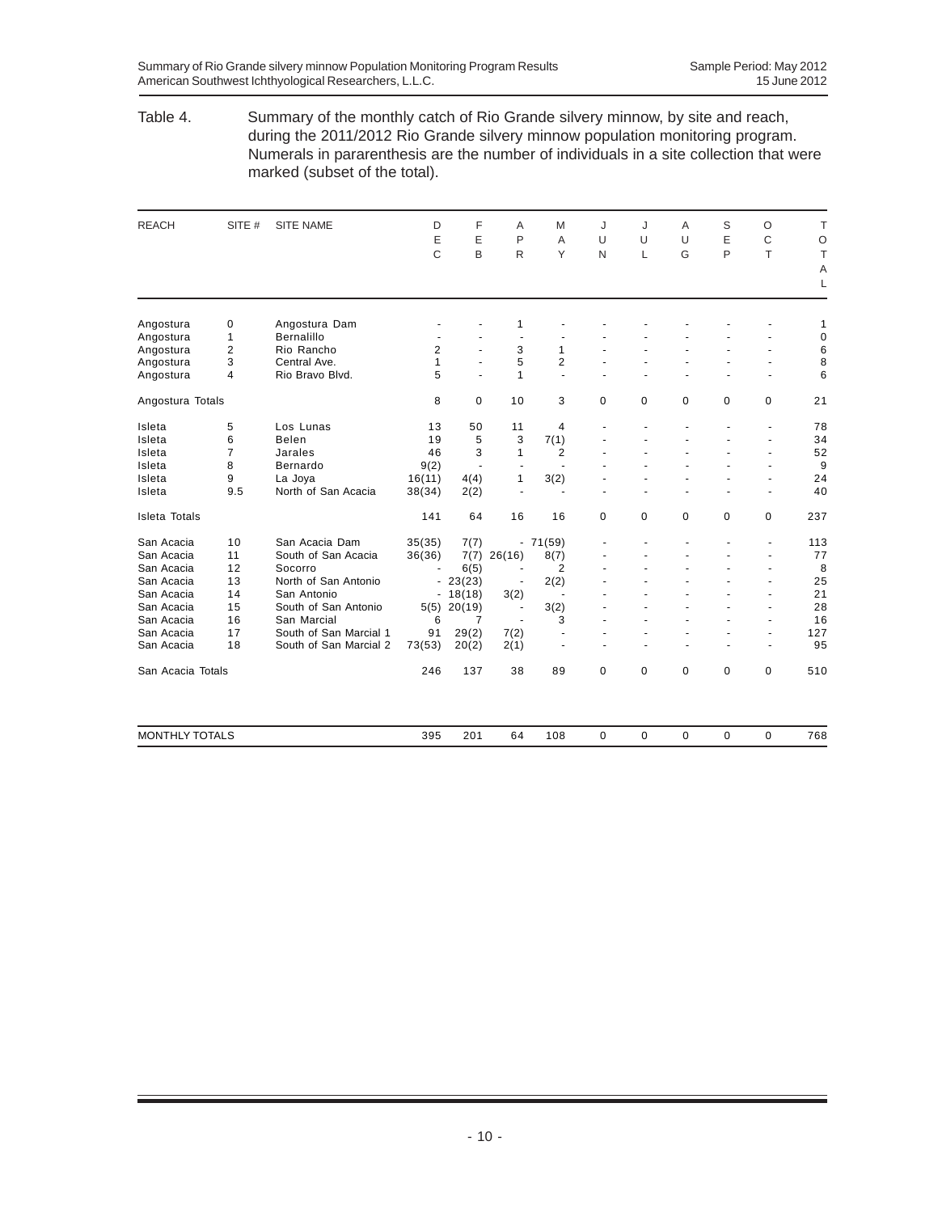Table 4. Summary of the monthly catch of Rio Grande silvery minnow, by site and reach, during the 2011/2012 Rio Grande silvery minnow population monitoring program. Numerals in pararenthesis are the number of individuals in a site collection that were marked (subset of the total).

| REACH | SITE # | SITE NAME | DEC | FEB | APR | MAY | JUN | JUL | AUG | SEP | OCT | TOTAL |
|---|---|---|---|---|---|---|---|---|---|---|---|---|
| Angostura | 0 | Angostura Dam | - | - | 1 | - | - | - | - | - | - | 1 |
| Angostura | 1 | Bernalillo | - | - | - | - | - | - | - | - | - | 0 |
| Angostura | 2 | Rio Rancho | 2 | - | 3 | 1 | - | - | - | - | - | 6 |
| Angostura | 3 | Central Ave. | 1 | - | 5 | 2 | - | - | - | - | - | 8 |
| Angostura | 4 | Rio Bravo Blvd. | 5 | - | 1 | - | - | - | - | - | - | 6 |
| Angostura Totals | | | 8 | 0 | 10 | 3 | 0 | 0 | 0 | 0 | 0 | 21 |
| Isleta | 5 | Los Lunas | 13 | 50 | 11 | 4 | - | - | - | - | - | 78 |
| Isleta | 6 | Belen | 19 | 5 | 3 | 7(1) | - | - | - | - | - | 34 |
| Isleta | 7 | Jarales | 46 | 3 | 1 | 2 | - | - | - | - | - | 52 |
| Isleta | 8 | Bernardo | 9(2) | - | - | - | - | - | - | - | - | 9 |
| Isleta | 9 | La Joya | 16(11) | 4(4) | 1 | 3(2) | - | - | - | - | - | 24 |
| Isleta | 9.5 | North of San Acacia | 38(34) | 2(2) | - | - | - | - | - | - | - | 40 |
| Isleta Totals | | | 141 | 64 | 16 | 16 | 0 | 0 | 0 | 0 | 0 | 237 |
| San Acacia | 10 | San Acacia Dam | 35(35) | 7(7) | - | 71(59) | - | - | - | - | - | 113 |
| San Acacia | 11 | South of San Acacia | 36(36) | 7(7) | 26(16) | 8(7) | - | - | - | - | - | 77 |
| San Acacia | 12 | Socorro | - | 6(5) | - | 2 | - | - | - | - | - | 8 |
| San Acacia | 13 | North of San Antonio | - | 23(23) | - | 2(2) | - | - | - | - | - | 25 |
| San Acacia | 14 | San Antonio | - | 18(18) | 3(2) | - | - | - | - | - | - | 21 |
| San Acacia | 15 | South of San Antonio | 5(5) | 20(19) | - | 3(2) | - | - | - | - | - | 28 |
| San Acacia | 16 | San Marcial | 6 | 7 | - | 3 | - | - | - | - | - | 16 |
| San Acacia | 17 | South of San Marcial 1 | 91 | 29(2) | 7(2) | - | - | - | - | - | - | 127 |
| San Acacia | 18 | South of San Marcial 2 | 73(53) | 20(2) | 2(1) | - | - | - | - | - | - | 95 |
| San Acacia Totals | | | 246 | 137 | 38 | 89 | 0 | 0 | 0 | 0 | 0 | 510 |
| MONTHLY TOTALS | | | 395 | 201 | 64 | 108 | 0 | 0 | 0 | 0 | 0 | 768 |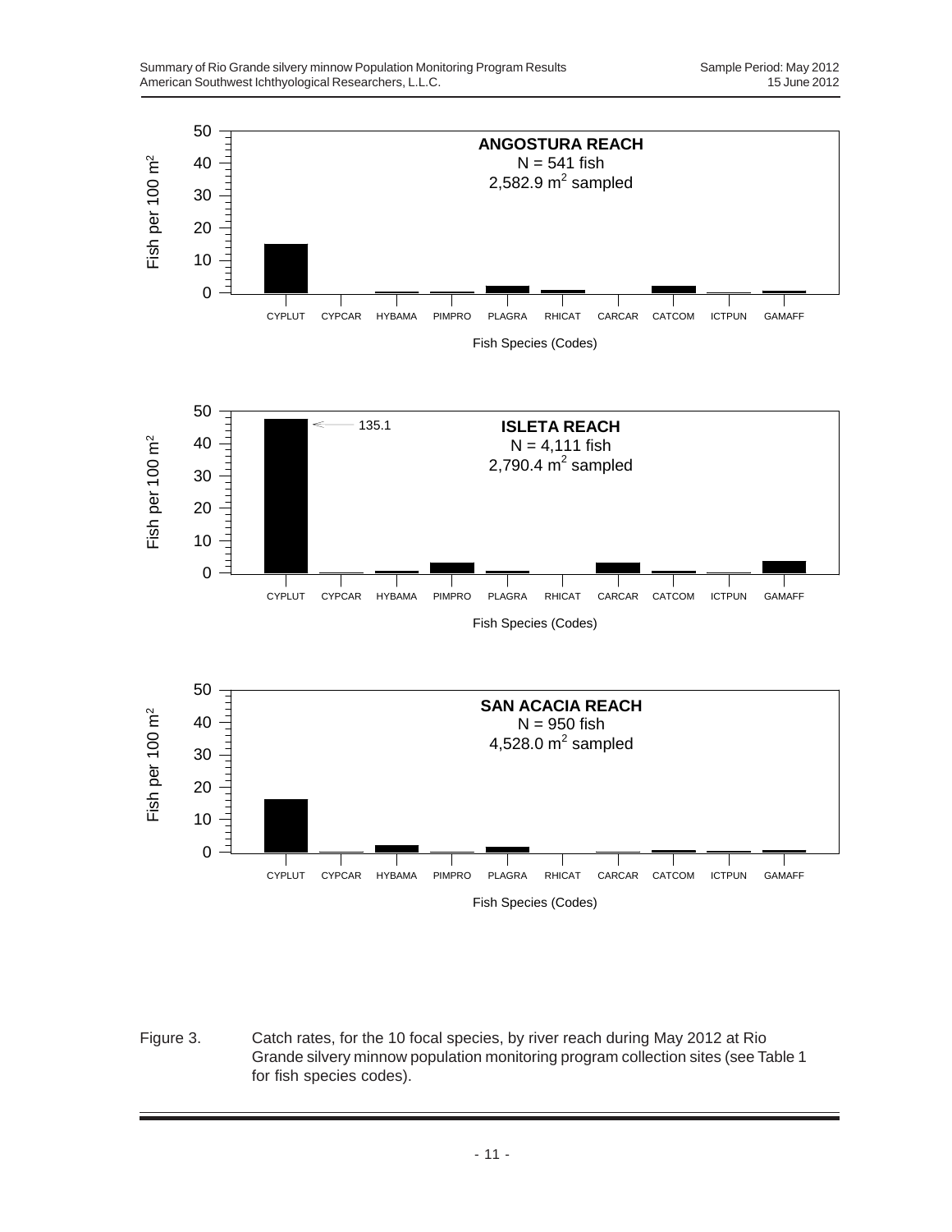**ANGOSTURA REACH**
N = 541 fish
2,582.9 $m^2$ sampled

Fish per 100 $m^2$

Fish Species (Codes): CYPLUT, CYPCAR, HYBAMA, PIMPRO, PLAGRA, RHICAT, CARCAR, CATCOM, ICTPUN, GAMAFF

**ISLETA REACH**
N = 4,111 fish
2,790.4 $m^2$ sampled

135.1

Fish per 100 $m^2$

Fish Species (Codes): CYPLUT, CYPCAR, HYBAMA, PIMPRO, PLAGRA, RHICAT, CARCAR, CATCOM, ICTPUN, GAMAFF

**SAN ACACIA REACH**
N = 950 fish
4,528.0 $m^2$ sampled

Fish per 100 $m^2$

Fish Species (Codes): CYPLUT, CYPCAR, HYBAMA, PIMPRO, PLAGRA, RHICAT, CARCAR, CATCOM, ICTPUN, GAMAFF

Figure 3. Catch rates, for the 10 focal species, by river reach during May 2012 at Rio Grande silvery minnow population monitoring program collection sites (see Table 1 for fish species codes).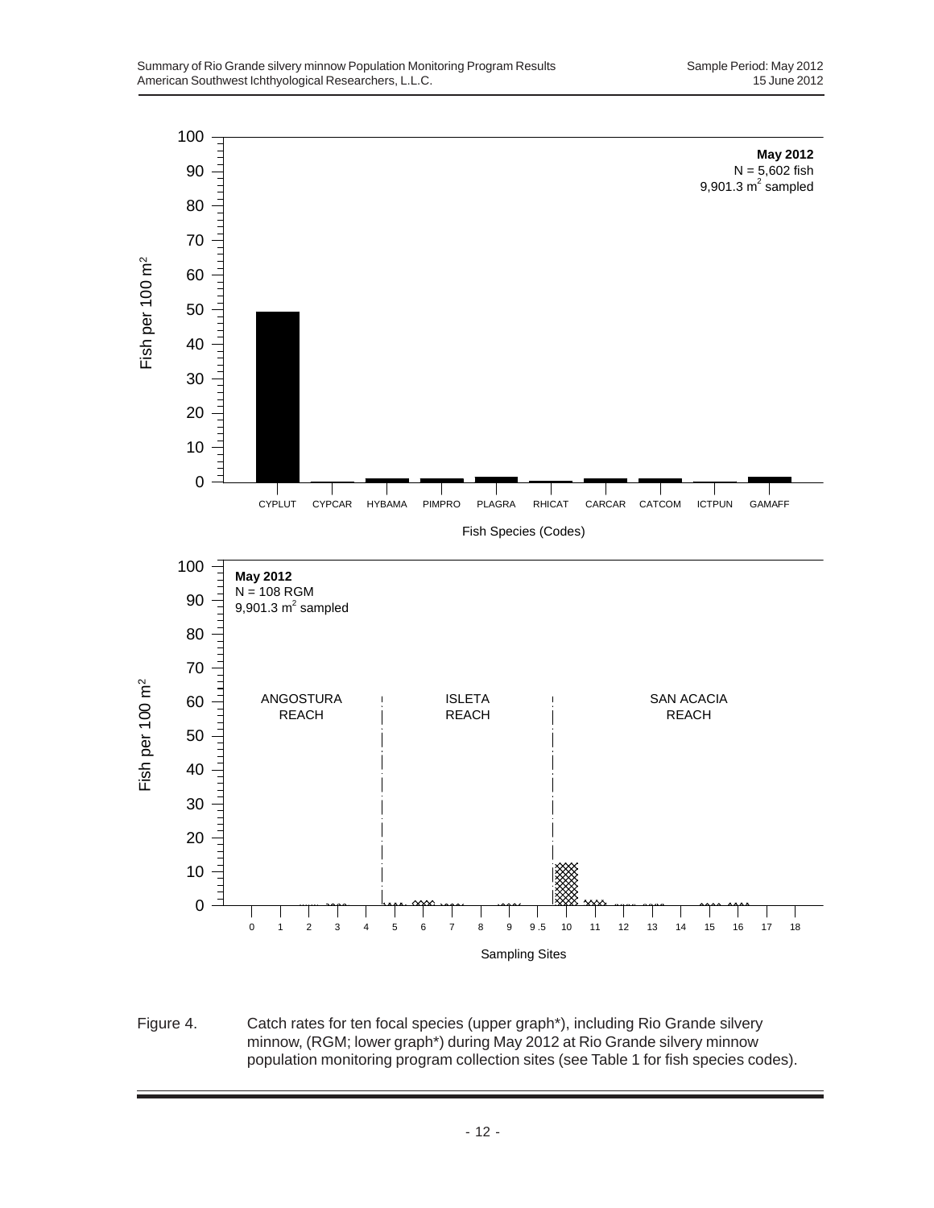May 2012
N = 5,602 fish
9,901.3 m$^2$ sampled

Fish per 100 m$^2$

CYPLUT CYPCAR HYBAMA PIMPRO PLAGRA RHICAT CARCAR CATCOM ICTPUN GAMAFF

Fish Species (Codes)

May 2012
N = 108 RGM
9,901.3 m$^2$ sampled

ANGOSTURA REACH | ISLETA REACH | SAN ACACIA REACH

Fish per 100 m$^2$

Sampling Sites

Figure 4. Catch rates for ten focal species (upper graph*), including Rio Grande silvery minnow, (RGM; lower graph*) during May 2012 at Rio Grande silvery minnow population monitoring program collection sites (see Table 1 for fish species codes).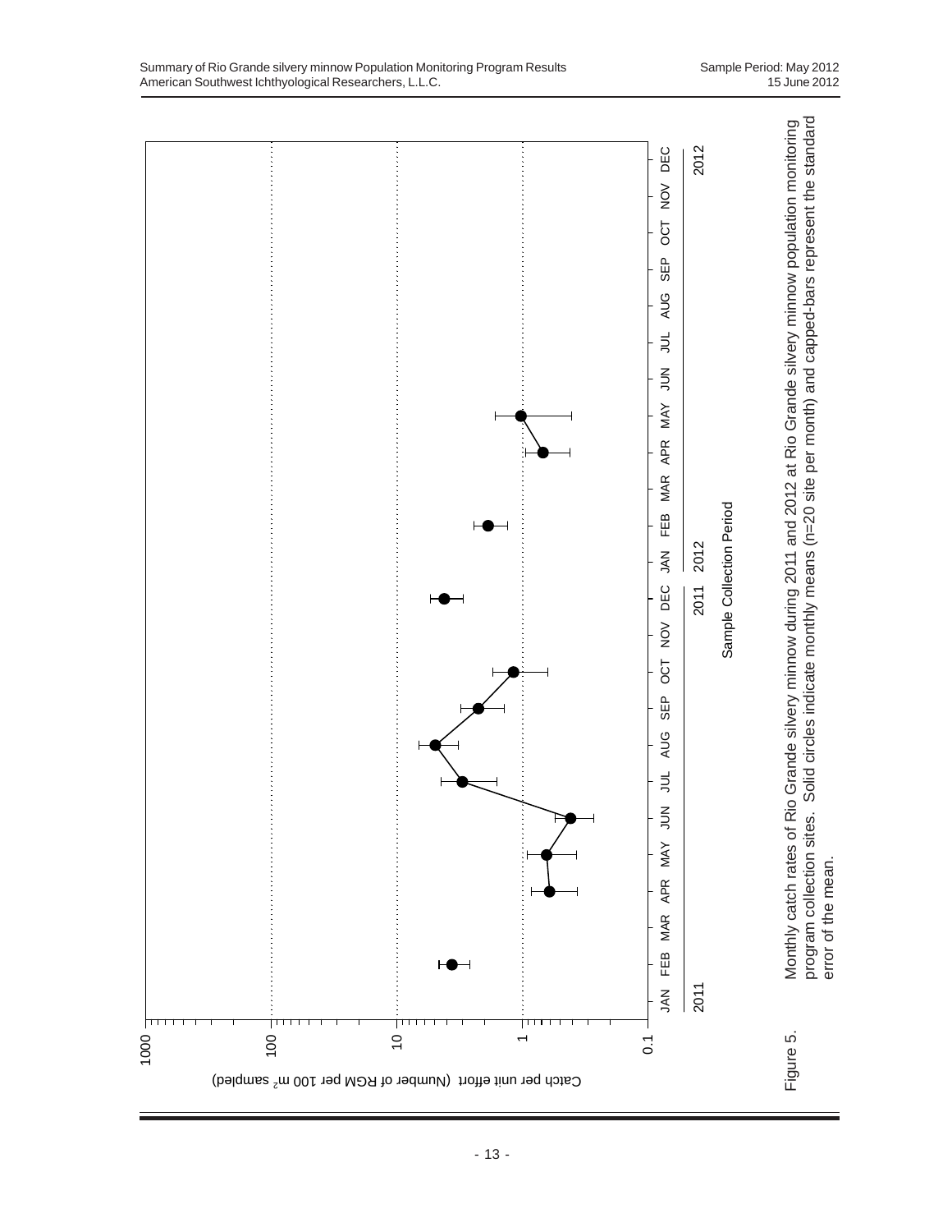Figure 5. Monthly catch rates of Rio Grande silvery minnow during 2011 and 2012 at Rio Grande silvery minnow population monitoring program collection sites. Solid circles indicate monthly means (n=20 site per month) and capped-bars represent the standard error of the mean.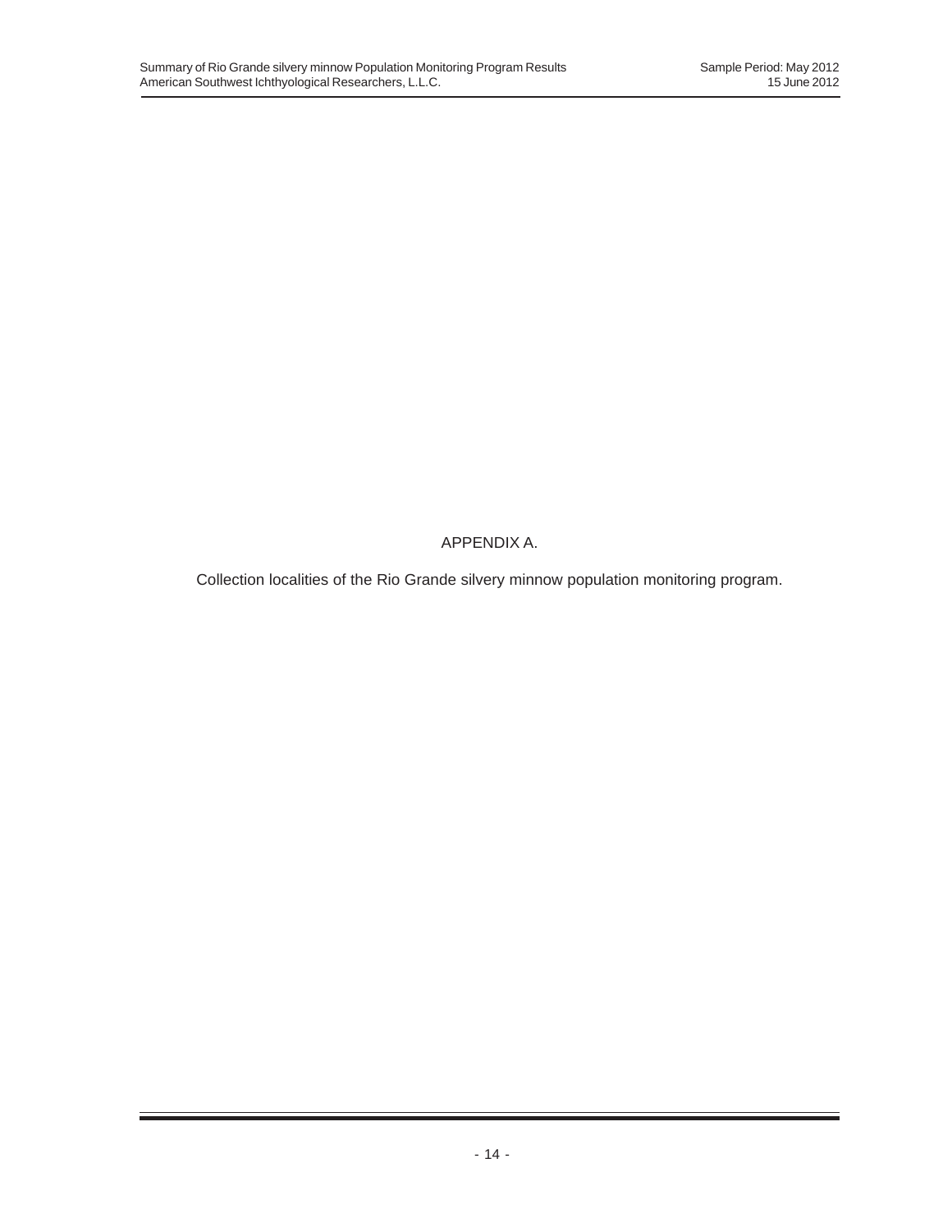# APPENDIX A.

Collection localities of the Rio Grande silvery minnow population monitoring program.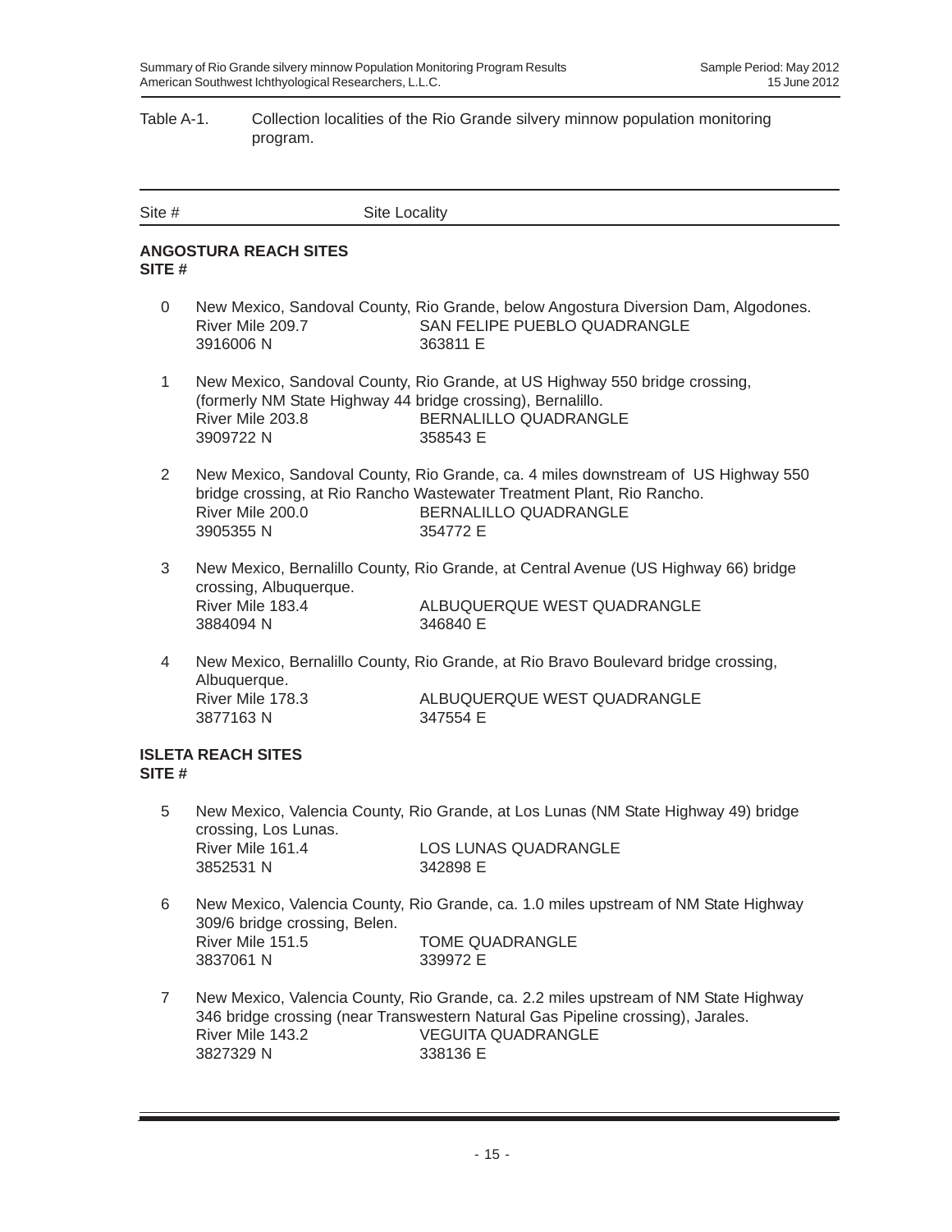Table A-1. Collection localities of the Rio Grande silvery minnow population monitoring program.

| Site # | Site Locality | |
|---|---|---|
| **ANGOSTURA REACH SITES SITE #** | | |
| 0 | New Mexico, Sandoval County, Rio Grande, below Angostura Diversion Dam, Algodones. | |
| | River Mile 209.7 | SAN FELIPE PUEBLO QUADRANGLE |
| | 3916006 N | 363811 E |
| 1 | New Mexico, Sandoval County, Rio Grande, at US Highway 550 bridge crossing, (formerly NM State Highway 44 bridge crossing), Bernalillo. | |
| | River Mile 203.8 | BERNALILLO QUADRANGLE |
| | 3909722 N | 358543 E |
| 2 | New Mexico, Sandoval County, Rio Grande, ca. 4 miles downstream of US Highway 550 bridge crossing, at Rio Rancho Wastewater Treatment Plant, Rio Rancho. | |
| | River Mile 200.0 | BERNALILLO QUADRANGLE |
| | 3905355 N | 354772 E |
| 3 | New Mexico, Bernalillo County, Rio Grande, at Central Avenue (US Highway 66) bridge crossing, Albuquerque. | |
| | River Mile 183.4 | ALBUQUERQUE WEST QUADRANGLE |
| | 3884094 N | 346840 E |
| 4 | New Mexico, Bernalillo County, Rio Grande, at Rio Bravo Boulevard bridge crossing, Albuquerque. | |
| | River Mile 178.3 | ALBUQUERQUE WEST QUADRANGLE |
| | 3877163 N | 347554 E |
| **ISLETA REACH SITES SITE #** | | |
| 5 | New Mexico, Valencia County, Rio Grande, at Los Lunas (NM State Highway 49) bridge crossing, Los Lunas. | |
| | River Mile 161.4 | LOS LUNAS QUADRANGLE |
| | 3852531 N | 342898 E |
| 6 | New Mexico, Valencia County, Rio Grande, ca. 1.0 miles upstream of NM State Highway 309/6 bridge crossing, Belen. | |
| | River Mile 151.5 | TOME QUADRANGLE |
| | 3837061 N | 339972 E |
| 7 | New Mexico, Valencia County, Rio Grande, ca. 2.2 miles upstream of NM State Highway 346 bridge crossing (near Transwestern Natural Gas Pipeline crossing), Jarales. | |
| | River Mile 143.2 | VEGUITA QUADRANGLE |
| | 3827329 N | 338136 E |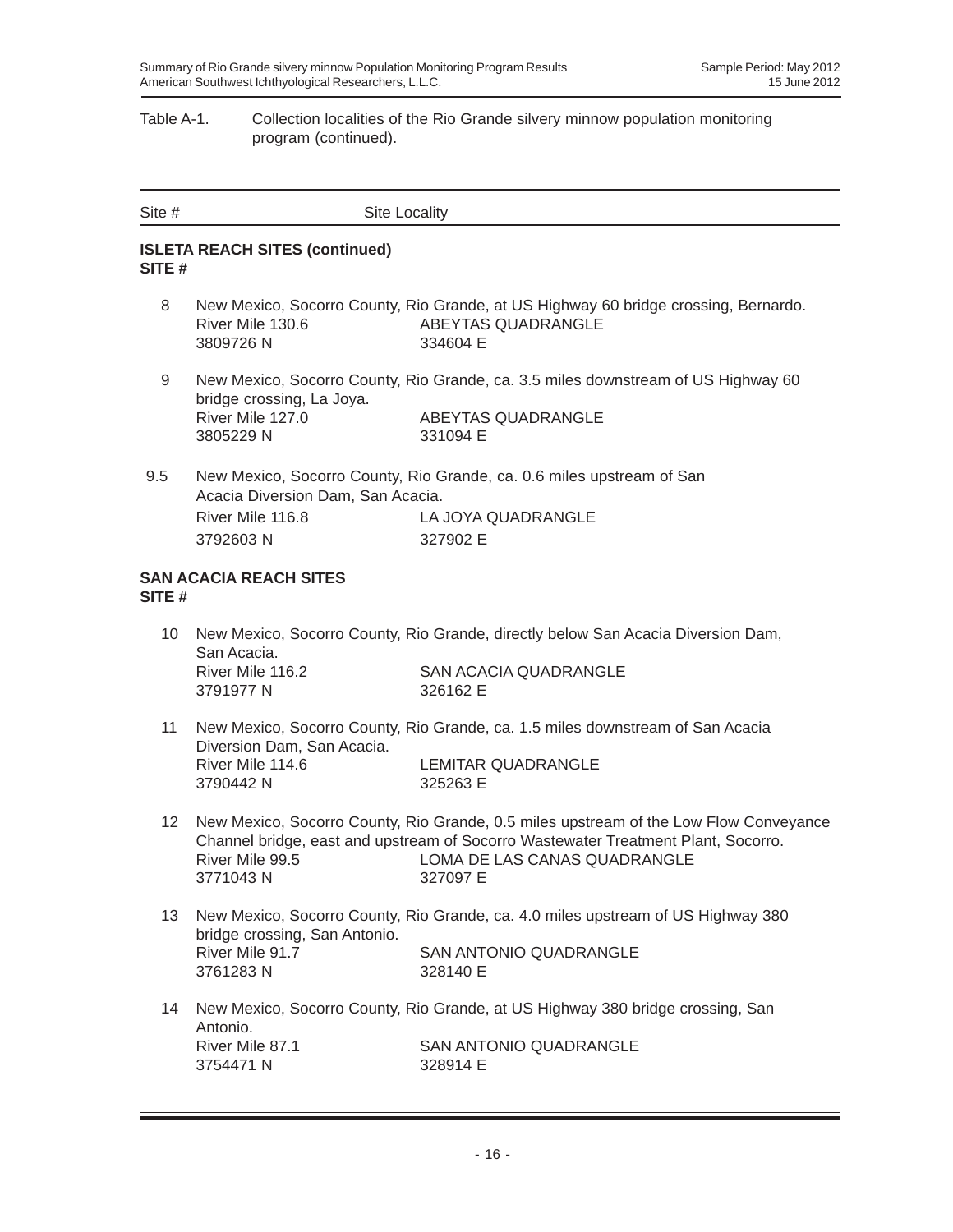Table A-1. Collection localities of the Rio Grande silvery minnow population monitoring program (continued).

| Site # | Site Locality | |
|---|---|---|
| **ISLETA REACH SITES (continued)** | | |
| **SITE #** | | |
| 8 | New Mexico, Socorro County, Rio Grande, at US Highway 60 bridge crossing, Bernardo. | |
| | River Mile 130.6 | ABEYTAS QUADRANGLE |
| | 3809726 N | 334604 E |
| 9 | New Mexico, Socorro County, Rio Grande, ca. 3.5 miles downstream of US Highway 60 bridge crossing, La Joya. | |
| | River Mile 127.0 | ABEYTAS QUADRANGLE |
| | 3805229 N | 331094 E |
| 9.5 | New Mexico, Socorro County, Rio Grande, ca. 0.6 miles upstream of San Acacia Diversion Dam, San Acacia. | |
| | River Mile 116.8 | LA JOYA QUADRANGLE |
| | 3792603 N | 327902 E |
| **SAN ACACIA REACH SITES** | | |
| **SITE #** | | |
| 10 | New Mexico, Socorro County, Rio Grande, directly below San Acacia Diversion Dam, San Acacia. | |
| | River Mile 116.2 | SAN ACACIA QUADRANGLE |
| | 3791977 N | 326162 E |
| 11 | New Mexico, Socorro County, Rio Grande, ca. 1.5 miles downstream of San Acacia Diversion Dam, San Acacia. | |
| | River Mile 114.6 | LEMITAR QUADRANGLE |
| | 3790442 N | 325263 E |
| 12 | New Mexico, Socorro County, Rio Grande, 0.5 miles upstream of the Low Flow Conveyance Channel bridge, east and upstream of Socorro Wastewater Treatment Plant, Socorro. | |
| | River Mile 99.5 | LOMA DE LAS CANAS QUADRANGLE |
| | 3771043 N | 327097 E |
| 13 | New Mexico, Socorro County, Rio Grande, ca. 4.0 miles upstream of US Highway 380 bridge crossing, San Antonio. | |
| | River Mile 91.7 | SAN ANTONIO QUADRANGLE |
| | 3761283 N | 328140 E |
| 14 | New Mexico, Socorro County, Rio Grande, at US Highway 380 bridge crossing, San Antonio. | |
| | River Mile 87.1 | SAN ANTONIO QUADRANGLE |
| | 3754471 N | 328914 E |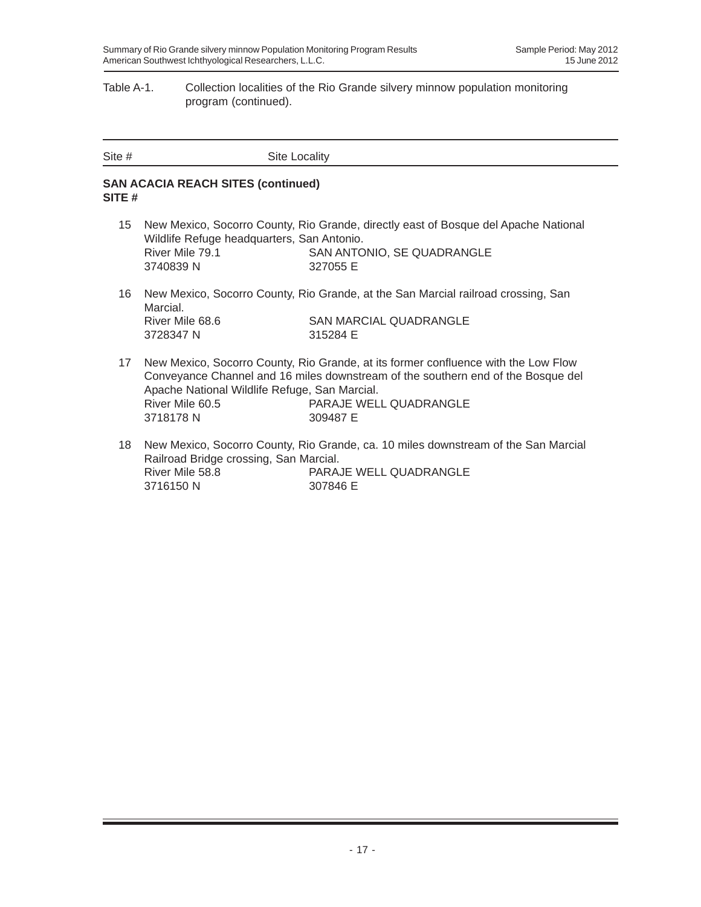Table A-1. Collection localities of the Rio Grande silvery minnow population monitoring program (continued).

| Site # | Site Locality |
|---|---|

**SAN ACACIA REACH SITES (continued)**
**SITE #**

15 New Mexico, Socorro County, Rio Grande, directly east of Bosque del Apache National Wildlife Refuge headquarters, San Antonio.
River Mile 79.1 SAN ANTONIO, SE QUADRANGLE
3740839 N 327055 E

16 New Mexico, Socorro County, Rio Grande, at the San Marcial railroad crossing, San Marcial.
River Mile 68.6 SAN MARCIAL QUADRANGLE
3728347 N 315284 E

17 New Mexico, Socorro County, Rio Grande, at its former confluence with the Low Flow Conveyance Channel and 16 miles downstream of the southern end of the Bosque del Apache National Wildlife Refuge, San Marcial.
River Mile 60.5 PARAJE WELL QUADRANGLE
3718178 N 309487 E

18 New Mexico, Socorro County, Rio Grande, ca. 10 miles downstream of the San Marcial Railroad Bridge crossing, San Marcial.
River Mile 58.8 PARAJE WELL QUADRANGLE
3716150 N 307846 E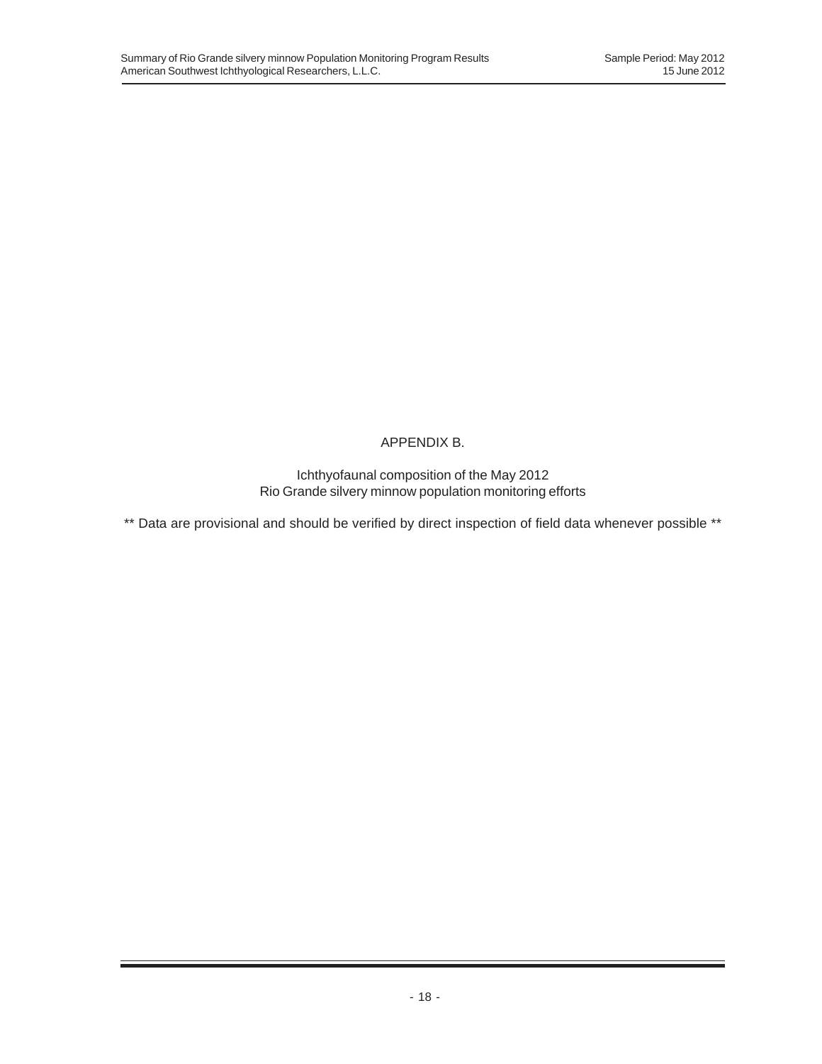# APPENDIX B.

Ichthyofaunal composition of the May 2012
Rio Grande silvery minnow population monitoring efforts

** Data are provisional and should be verified by direct inspection of field data whenever possible **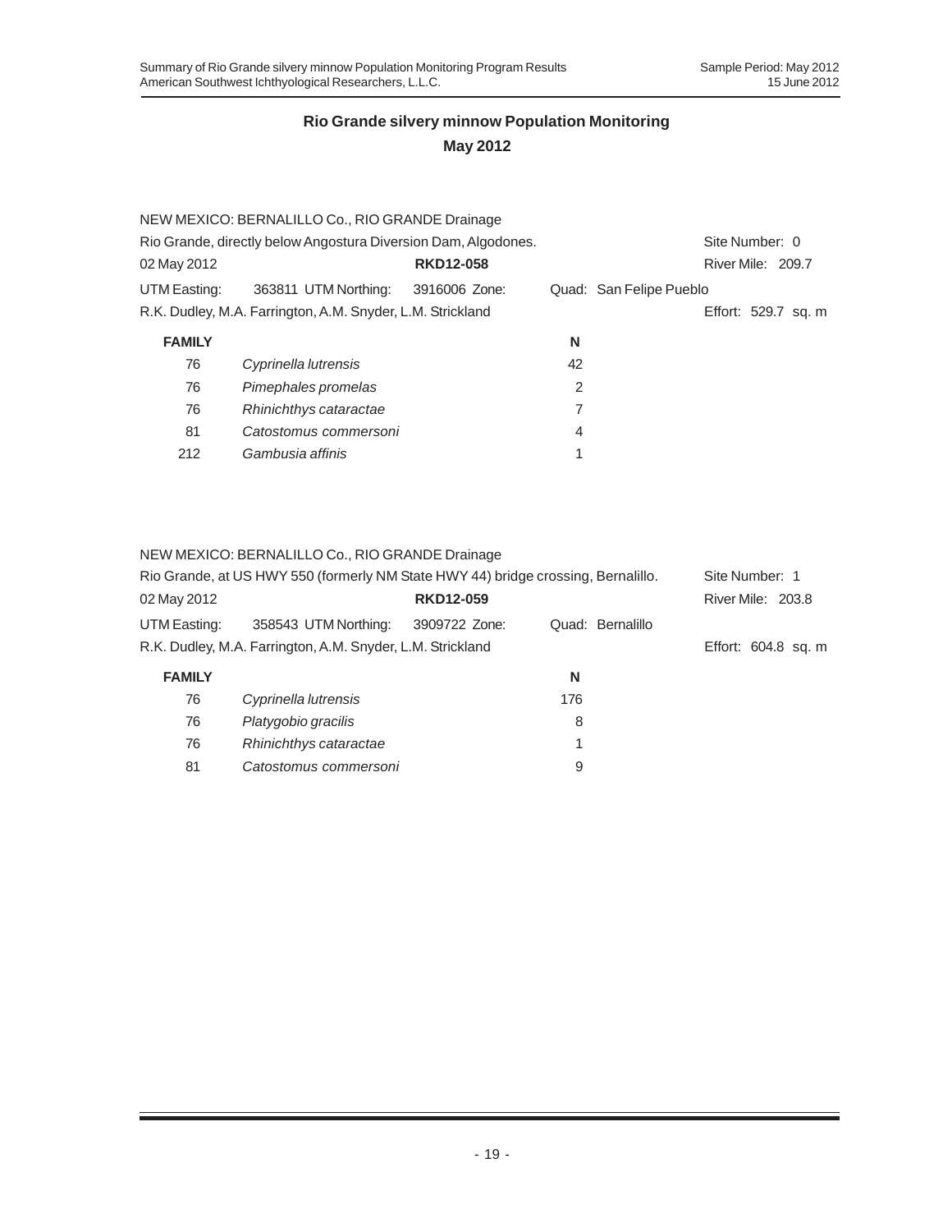## Rio Grande silvery minnow Population Monitoring
### May 2012

NEW MEXICO: BERNALILLO Co., RIO GRANDE Drainage

Rio Grande, directly below Angostura Diversion Dam, Algodones. Site Number: 0

02 May 2012 **RKD12-058** River Mile: 209.7

UTM Easting: 363811 UTM Northing: 3916006 Zone: Quad: San Felipe Pueblo

R.K. Dudley, M.A. Farrington, A.M. Snyder, L.M. Strickland Effort: 529.7 sq. m

| FAMILY | | N |
|---|---|---|
| 76 | *Cyprinella lutrensis* | 42 |
| 76 | *Pimephales promelas* | 2 |
| 76 | *Rhinichthys cataractae* | 7 |
| 81 | *Catostomus commersoni* | 4 |
| 212 | *Gambusia affinis* | 1 |

NEW MEXICO: BERNALILLO Co., RIO GRANDE Drainage

Rio Grande, at US HWY 550 (formerly NM State HWY 44) bridge crossing, Bernalillo. Site Number: 1

02 May 2012 **RKD12-059** River Mile: 203.8

UTM Easting: 358543 UTM Northing: 3909722 Zone: Quad: Bernalillo

R.K. Dudley, M.A. Farrington, A.M. Snyder, L.M. Strickland Effort: 604.8 sq. m

| FAMILY | | N |
|---|---|---|
| 76 | *Cyprinella lutrensis* | 176 |
| 76 | *Platygobio gracilis* | 8 |
| 76 | *Rhinichthys cataractae* | 1 |
| 81 | *Catostomus commersoni* | 9 |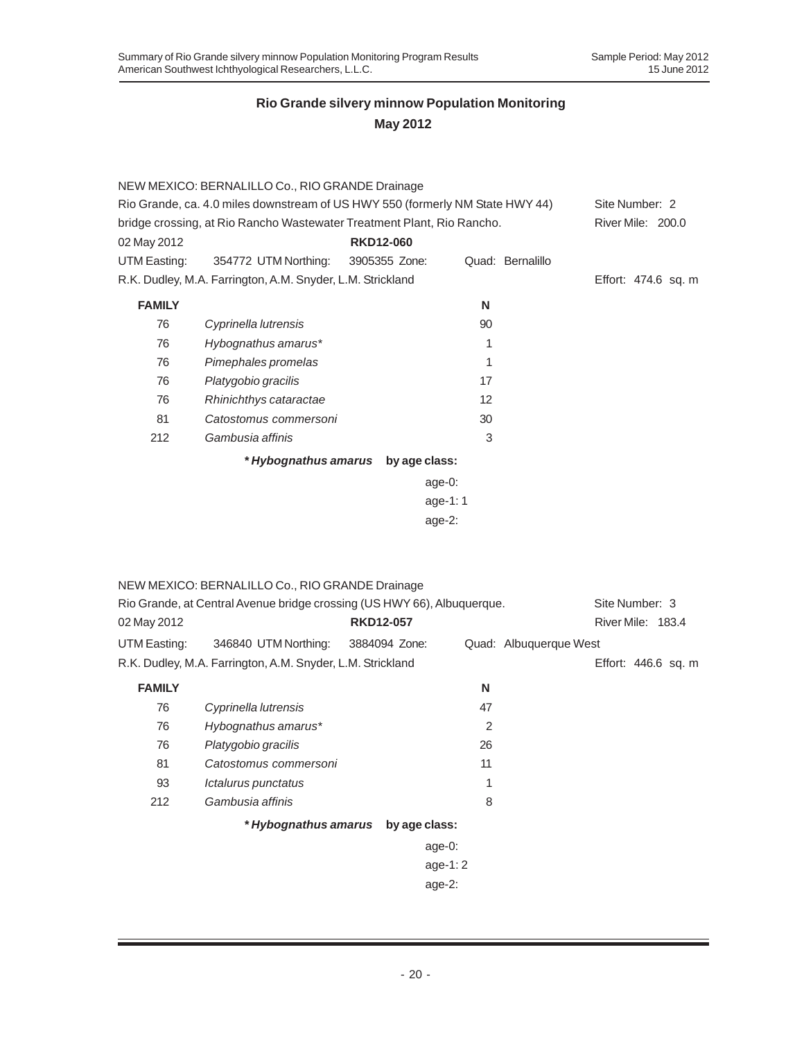## Rio Grande silvery minnow Population Monitoring
## May 2012

NEW MEXICO: BERNALILLO Co., RIO GRANDE Drainage

Rio Grande, ca. 4.0 miles downstream of US HWY 550 (formerly NM State HWY 44) bridge crossing, at Rio Rancho Wastewater Treatment Plant, Rio Rancho.

Site Number: 2
River Mile: 200.0

02 May 2012 **RKD12-060**

UTM Easting: 354772 UTM Northing: 3905355 Zone: Quad: Bernalillo

R.K. Dudley, M.A. Farrington, A.M. Snyder, L.M. Strickland

Effort: 474.6 sq. m

| FAMILY | | N |
|---|---|---|
| 76 | *Cyprinella lutrensis* | 90 |
| 76 | *Hybognathus amarus** | 1 |
| 76 | *Pimephales promelas* | 1 |
| 76 | *Platygobio gracilis* | 17 |
| 76 | *Rhinichthys cataractae* | 12 |
| 81 | *Catostomus commersoni* | 30 |
| 212 | *Gambusia affinis* | 3 |

***Hybognathus amarus*** **by age class:**

age-0:
age-1: 1
age-2:

NEW MEXICO: BERNALILLO Co., RIO GRANDE Drainage

Rio Grande, at Central Avenue bridge crossing (US HWY 66), Albuquerque.

Site Number: 3
River Mile: 183.4

02 May 2012 **RKD12-057**

UTM Easting: 346840 UTM Northing: 3884094 Zone: Quad: Albuquerque West

R.K. Dudley, M.A. Farrington, A.M. Snyder, L.M. Strickland

Effort: 446.6 sq. m

| FAMILY | | N |
|---|---|---|
| 76 | *Cyprinella lutrensis* | 47 |
| 76 | *Hybognathus amarus** | 2 |
| 76 | *Platygobio gracilis* | 26 |
| 81 | *Catostomus commersoni* | 11 |
| 93 | *Ictalurus punctatus* | 1 |
| 212 | *Gambusia affinis* | 8 |

***Hybognathus amarus*** **by age class:**

age-0:
age-1: 2
age-2: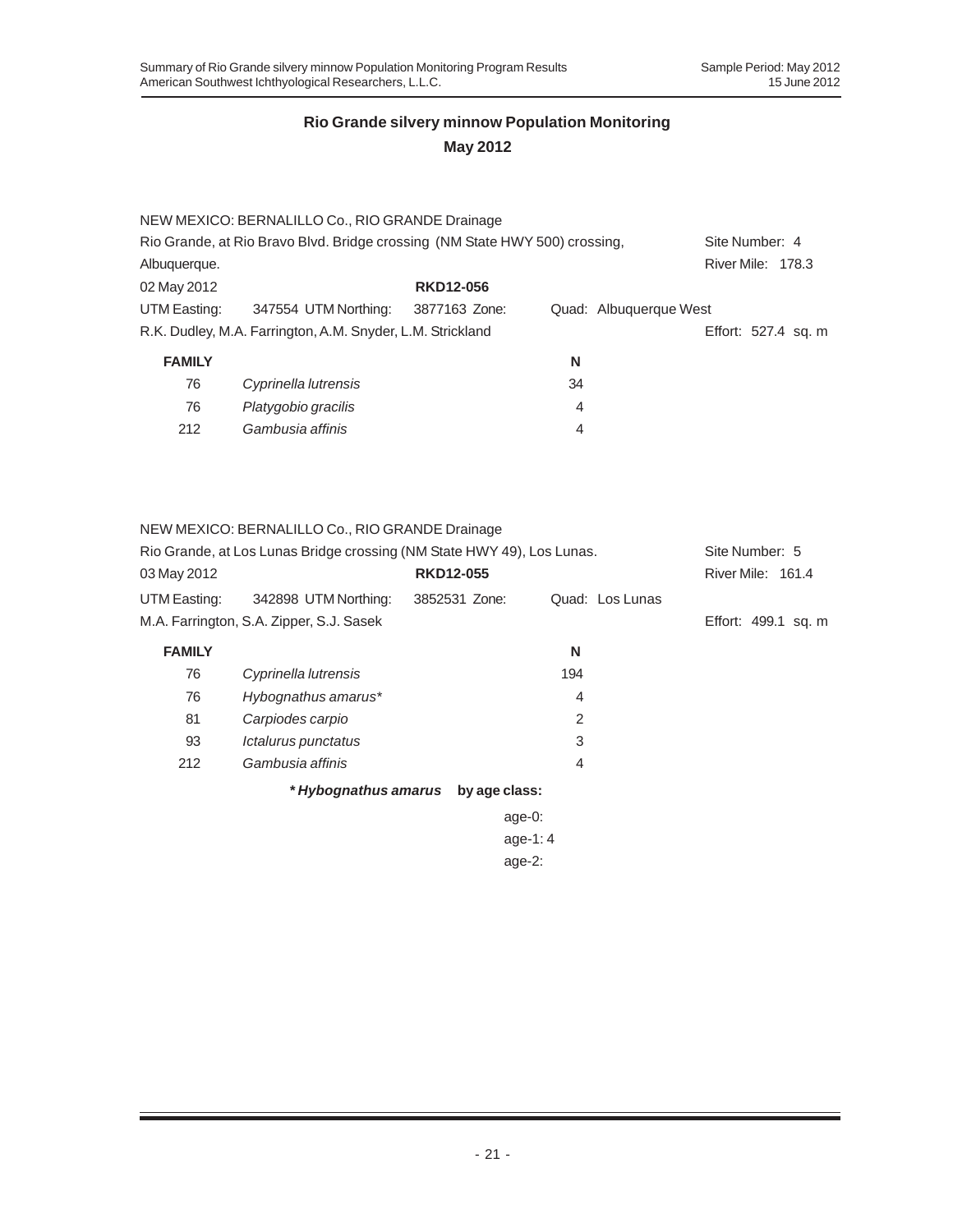## Rio Grande silvery minnow Population Monitoring

**May 2012**

NEW MEXICO: BERNALILLO Co., RIO GRANDE Drainage

Rio Grande, at Rio Bravo Blvd. Bridge crossing (NM State HWY 500) crossing, Albuquerque.

Site Number: 4

River Mile: 178.3

02 May 2012 **RKD12-056**

UTM Easting: 347554 UTM Northing: 3877163 Zone: Quad: Albuquerque West

R.K. Dudley, M.A. Farrington, A.M. Snyder, L.M. Strickland

Effort: 527.4 sq. m

| FAMILY | | N |
|---|---|---|
| 76 | *Cyprinella lutrensis* | 34 |
| 76 | *Platygobio gracilis* | 4 |
| 212 | *Gambusia affinis* | 4 |

NEW MEXICO: BERNALILLO Co., RIO GRANDE Drainage

Rio Grande, at Los Lunas Bridge crossing (NM State HWY 49), Los Lunas.

Site Number: 5

River Mile: 161.4

03 May 2012 **RKD12-055**

UTM Easting: 342898 UTM Northing: 3852531 Zone: Quad: Los Lunas

M.A. Farrington, S.A. Zipper, S.J. Sasek

Effort: 499.1 sq. m

| FAMILY | | N |
|---|---|---|
| 76 | *Cyprinella lutrensis* | 194 |
| 76 | *Hybognathus amarus** | 4 |
| 81 | *Carpiodes carpio* | 2 |
| 93 | *Ictalurus punctatus* | 3 |
| 212 | *Gambusia affinis* | 4 |

***Hybognathus amarus* by age class:**

age-0:

age-1: 4

age-2: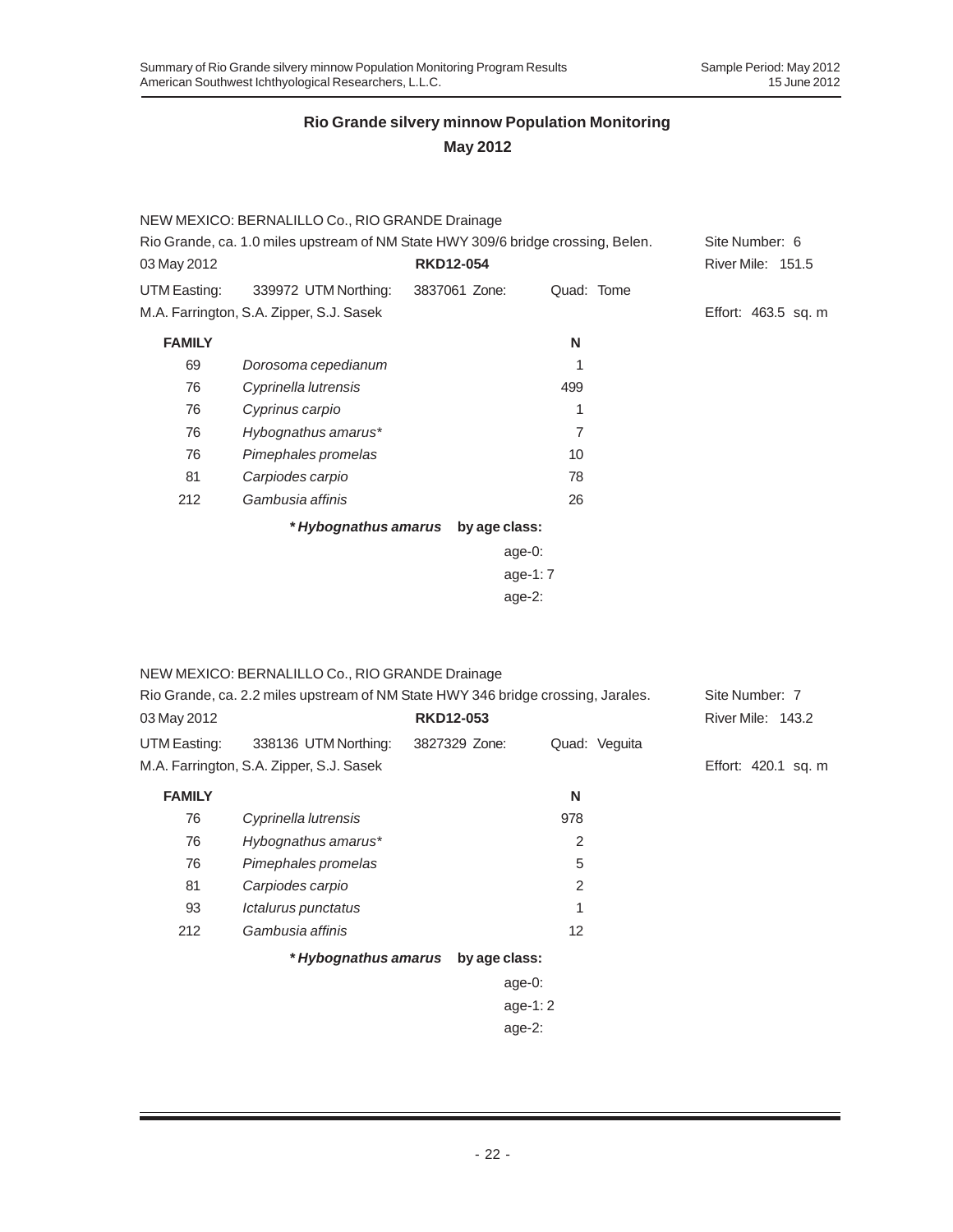## Rio Grande silvery minnow Population Monitoring

## May 2012

NEW MEXICO: BERNALILLO Co., RIO GRANDE Drainage

Rio Grande, ca. 1.0 miles upstream of NM State HWY 309/6 bridge crossing, Belen. Site Number: 6

03 May 2012 **RKD12-054** River Mile: 151.5

UTM Easting: 339972 UTM Northing: 3837061 Zone: Quad: Tome

M.A. Farrington, S.A. Zipper, S.J. Sasek Effort: 463.5 sq. m

| FAMILY | | N |
|---|---|---|
| 69 | *Dorosoma cepedianum* | 1 |
| 76 | *Cyprinella lutrensis* | 499 |
| 76 | *Cyprinus carpio* | 1 |
| 76 | *Hybognathus amarus** | 7 |
| 76 | *Pimephales promelas* | 10 |
| 81 | *Carpiodes carpio* | 78 |
| 212 | *Gambusia affinis* | 26 |

***Hybognathus amarus* by age class:**

age-0:
age-1: 7
age-2:

NEW MEXICO: BERNALILLO Co., RIO GRANDE Drainage

Rio Grande, ca. 2.2 miles upstream of NM State HWY 346 bridge crossing, Jarales. Site Number: 7

03 May 2012 **RKD12-053** River Mile: 143.2

UTM Easting: 338136 UTM Northing: 3827329 Zone: Quad: Veguita

M.A. Farrington, S.A. Zipper, S.J. Sasek Effort: 420.1 sq. m

| FAMILY | | N |
|---|---|---|
| 76 | *Cyprinella lutrensis* | 978 |
| 76 | *Hybognathus amarus** | 2 |
| 76 | *Pimephales promelas* | 5 |
| 81 | *Carpiodes carpio* | 2 |
| 93 | *Ictalurus punctatus* | 1 |
| 212 | *Gambusia affinis* | 12 |

***Hybognathus amarus* by age class:**

age-0:
age-1: 2
age-2: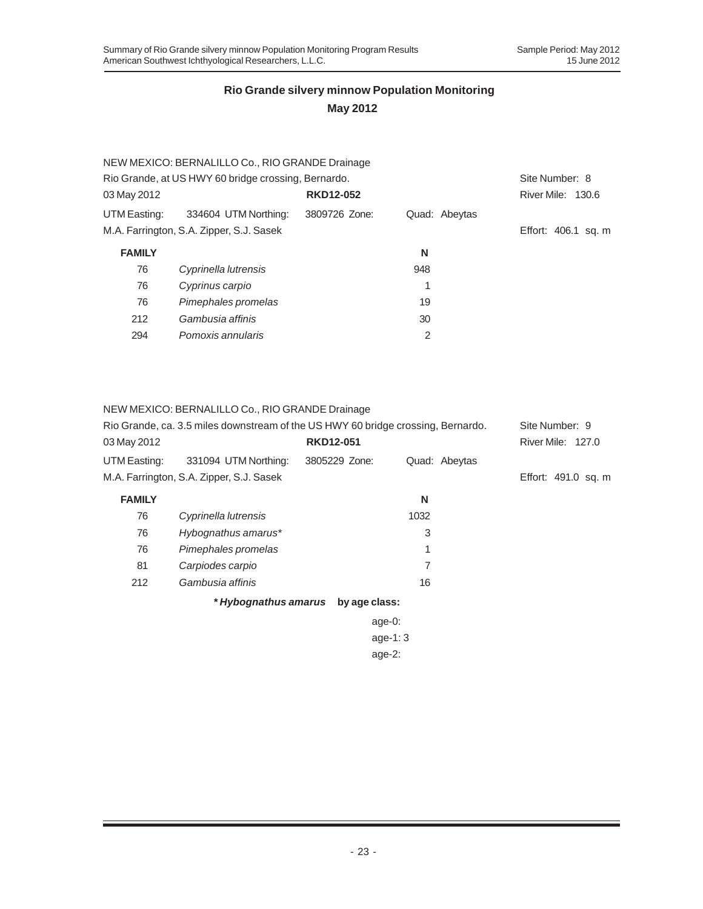## Rio Grande silvery minnow Population Monitoring
## May 2012

NEW MEXICO: BERNALILLO Co., RIO GRANDE Drainage

Rio Grande, at US HWY 60 bridge crossing, Bernardo. Site Number: 8

03 May 2012 **RKD12-052** River Mile: 130.6

UTM Easting: 334604 UTM Northing: 3809726 Zone: Quad: Abeytas

M.A. Farrington, S.A. Zipper, S.J. Sasek Effort: 406.1 sq. m

| FAMILY | | N |
|---|---|---|
| 76 | *Cyprinella lutrensis* | 948 |
| 76 | *Cyprinus carpio* | 1 |
| 76 | *Pimephales promelas* | 19 |
| 212 | *Gambusia affinis* | 30 |
| 294 | *Pomoxis annularis* | 2 |

NEW MEXICO: BERNALILLO Co., RIO GRANDE Drainage

Rio Grande, ca. 3.5 miles downstream of the US HWY 60 bridge crossing, Bernardo. Site Number: 9

03 May 2012 **RKD12-051** River Mile: 127.0

UTM Easting: 331094 UTM Northing: 3805229 Zone: Quad: Abeytas

M.A. Farrington, S.A. Zipper, S.J. Sasek Effort: 491.0 sq. m

| FAMILY | | N |
|---|---|---|
| 76 | *Cyprinella lutrensis* | 1032 |
| 76 | *Hybognathus amarus** | 3 |
| 76 | *Pimephales promelas* | 1 |
| 81 | *Carpiodes carpio* | 7 |
| 212 | *Gambusia affinis* | 16 |

***Hybognathus amarus* by age class:**

age-0:
age-1: 3
age-2: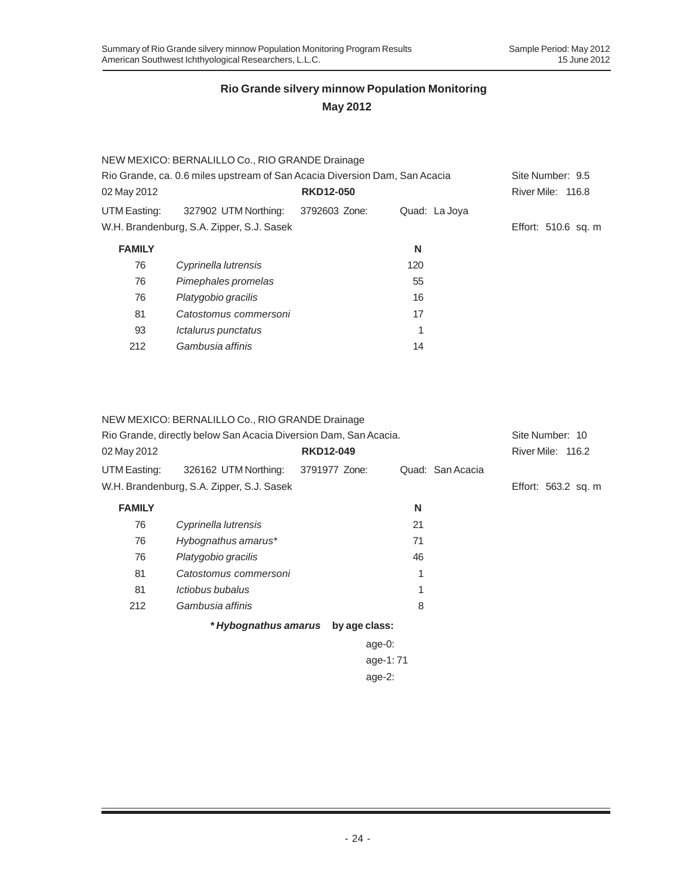## Rio Grande silvery minnow Population Monitoring

**May 2012**

NEW MEXICO: BERNALILLO Co., RIO GRANDE Drainage

Rio Grande, ca. 0.6 miles upstream of San Acacia Diversion Dam, San Acacia — Site Number: 9.5

02 May 2012 — **RKD12-050** — River Mile: 116.8

UTM Easting: 327902 UTM Northing: 3792603 Zone: Quad: La Joya

W.H. Brandenburg, S.A. Zipper, S.J. Sasek — Effort: 510.6 sq. m

| FAMILY | | N |
|---|---|---|
| 76 | *Cyprinella lutrensis* | 120 |
| 76 | *Pimephales promelas* | 55 |
| 76 | *Platygobio gracilis* | 16 |
| 81 | *Catostomus commersoni* | 17 |
| 93 | *Ictalurus punctatus* | 1 |
| 212 | *Gambusia affinis* | 14 |

NEW MEXICO: BERNALILLO Co., RIO GRANDE Drainage

Rio Grande, directly below San Acacia Diversion Dam, San Acacia. — Site Number: 10

02 May 2012 — **RKD12-049** — River Mile: 116.2

UTM Easting: 326162 UTM Northing: 3791977 Zone: Quad: San Acacia

W.H. Brandenburg, S.A. Zipper, S.J. Sasek — Effort: 563.2 sq. m

| FAMILY | | N |
|---|---|---|
| 76 | *Cyprinella lutrensis* | 21 |
| 76 | *Hybognathus amarus** | 71 |
| 76 | *Platygobio gracilis* | 46 |
| 81 | *Catostomus commersoni* | 1 |
| 81 | *Ictiobus bubalus* | 1 |
| 212 | *Gambusia affinis* | 8 |

***Hybognathus amarus* by age class:**

age-0:

age-1: 71

age-2: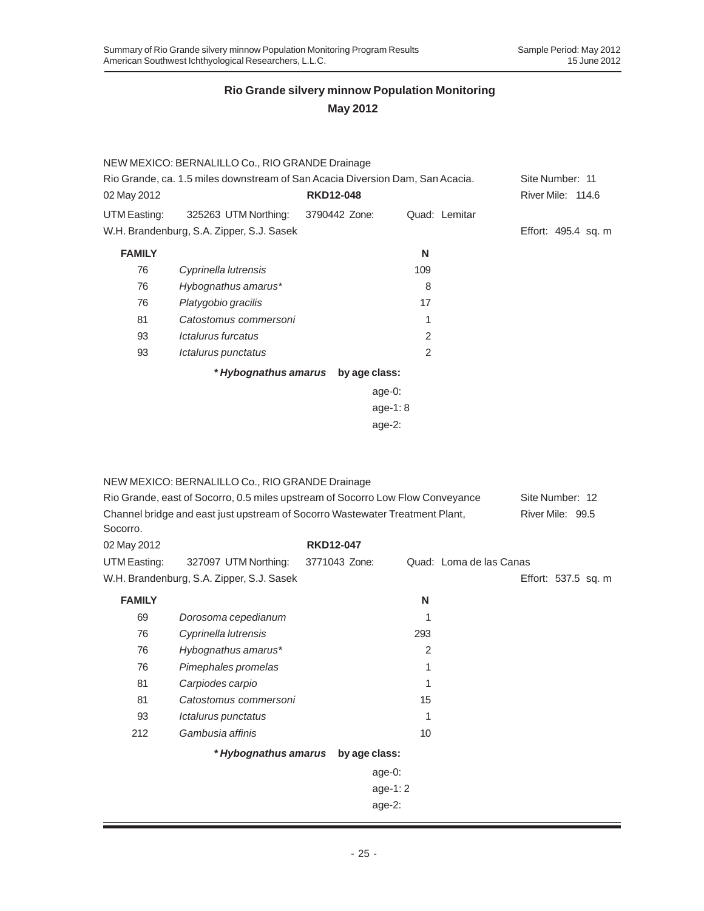## Rio Grande silvery minnow Population Monitoring

### May 2012

NEW MEXICO: BERNALILLO Co., RIO GRANDE Drainage

Rio Grande, ca. 1.5 miles downstream of San Acacia Diversion Dam, San Acacia. Site Number: 11

02 May 2012 **RKD12-048** River Mile: 114.6

UTM Easting: 325263 UTM Northing: 3790442 Zone: Quad: Lemitar

W.H. Brandenburg, S.A. Zipper, S.J. Sasek Effort: 495.4 sq. m

| FAMILY | | N |
|---|---|---|
| 76 | *Cyprinella lutrensis* | 109 |
| 76 | *Hybognathus amarus** | 8 |
| 76 | *Platygobio gracilis* | 17 |
| 81 | *Catostomus commersoni* | 1 |
| 93 | *Ictalurus furcatus* | 2 |
| 93 | *Ictalurus punctatus* | 2 |

***Hybognathus amarus* by age class:**

age-0:
age-1: 8
age-2:

NEW MEXICO: BERNALILLO Co., RIO GRANDE Drainage

Rio Grande, east of Socorro, 0.5 miles upstream of Socorro Low Flow Conveyance Channel bridge and east just upstream of Socorro Wastewater Treatment Plant, Socorro. Site Number: 12, River Mile: 99.5

02 May 2012 **RKD12-047**

UTM Easting: 327097 UTM Northing: 3771043 Zone: Quad: Loma de las Canas

W.H. Brandenburg, S.A. Zipper, S.J. Sasek Effort: 537.5 sq. m

| FAMILY | | N |
|---|---|---|
| 69 | *Dorosoma cepedianum* | 1 |
| 76 | *Cyprinella lutrensis* | 293 |
| 76 | *Hybognathus amarus** | 2 |
| 76 | *Pimephales promelas* | 1 |
| 81 | *Carpiodes carpio* | 1 |
| 81 | *Catostomus commersoni* | 15 |
| 93 | *Ictalurus punctatus* | 1 |
| 212 | *Gambusia affinis* | 10 |

***Hybognathus amarus* by age class:**

age-0:
age-1: 2
age-2: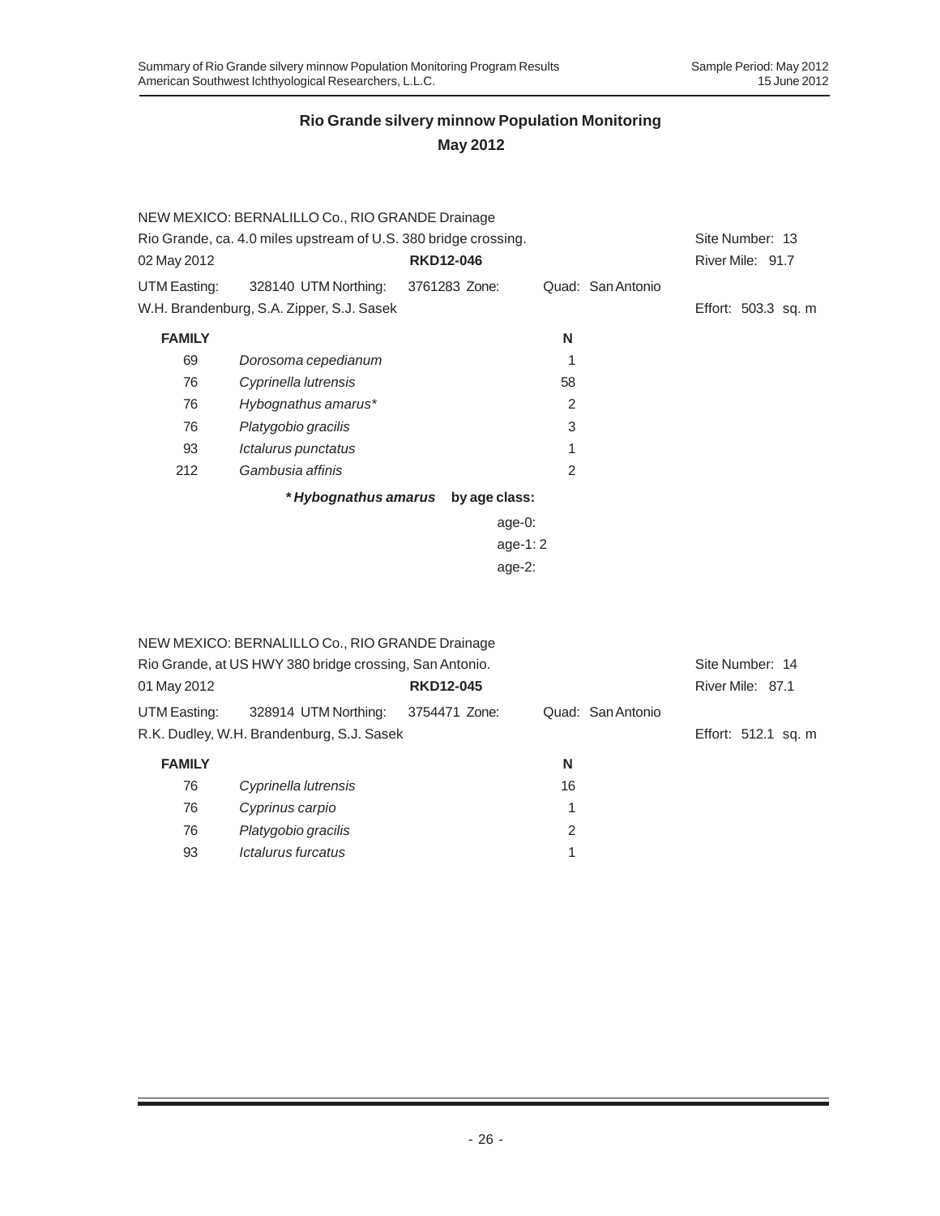# Rio Grande silvery minnow Population Monitoring

## May 2012

NEW MEXICO: BERNALILLO Co., RIO GRANDE Drainage

Rio Grande, ca. 4.0 miles upstream of U.S. 380 bridge crossing. Site Number: 13

02 May 2012 **RKD12-046** River Mile: 91.7

UTM Easting: 328140 UTM Northing: 3761283 Zone: Quad: San Antonio

W.H. Brandenburg, S.A. Zipper, S.J. Sasek Effort: 503.3 sq. m

| FAMILY | | N |
|---|---|---|
| 69 | *Dorosoma cepedianum* | 1 |
| 76 | *Cyprinella lutrensis* | 58 |
| 76 | *Hybognathus amarus** | 2 |
| 76 | *Platygobio gracilis* | 3 |
| 93 | *Ictalurus punctatus* | 1 |
| 212 | *Gambusia affinis* | 2 |

***Hybognathus amarus* by age class:**

age-0:
age-1: 2
age-2:

NEW MEXICO: BERNALILLO Co., RIO GRANDE Drainage

Rio Grande, at US HWY 380 bridge crossing, San Antonio. Site Number: 14

01 May 2012 **RKD12-045** River Mile: 87.1

UTM Easting: 328914 UTM Northing: 3754471 Zone: Quad: San Antonio

R.K. Dudley, W.H. Brandenburg, S.J. Sasek Effort: 512.1 sq. m

| FAMILY | | N |
|---|---|---|
| 76 | *Cyprinella lutrensis* | 16 |
| 76 | *Cyprinus carpio* | 1 |
| 76 | *Platygobio gracilis* | 2 |
| 93 | *Ictalurus furcatus* | 1 |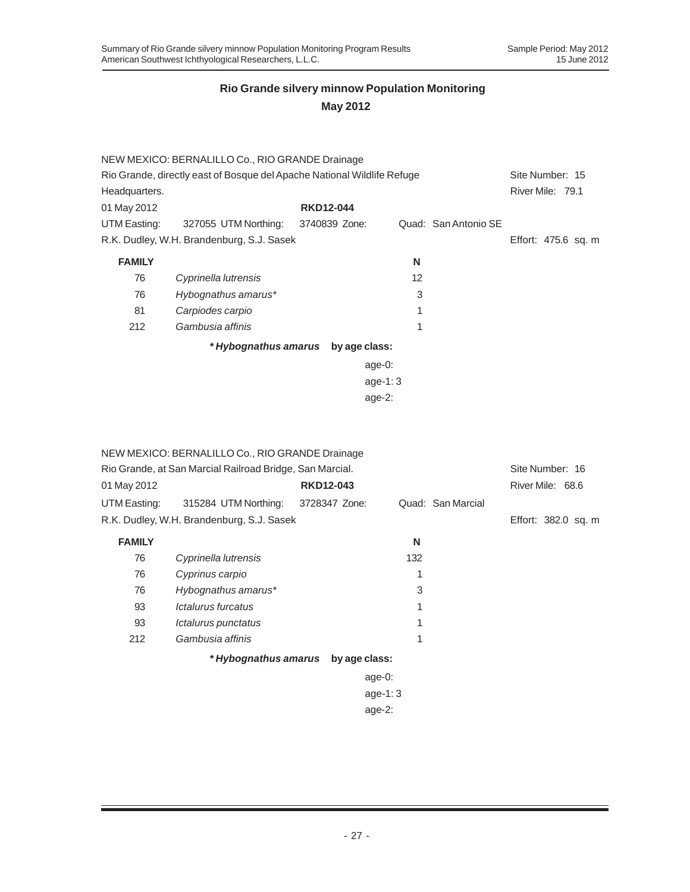## Rio Grande silvery minnow Population Monitoring
### May 2012

NEW MEXICO: BERNALILLO Co., RIO GRANDE Drainage

Rio Grande, directly east of Bosque del Apache National Wildlife Refuge Headquarters.

Site Number: 15
River Mile: 79.1

01 May 2012 **RKD12-044**

UTM Easting: 327055 UTM Northing: 3740839 Zone: Quad: San Antonio SE

R.K. Dudley, W.H. Brandenburg, S.J. Sasek

Effort: 475.6 sq. m

| FAMILY | | N |
|---|---|---|
| 76 | *Cyprinella lutrensis* | 12 |
| 76 | *Hybognathus amarus** | 3 |
| 81 | *Carpiodes carpio* | 1 |
| 212 | *Gambusia affinis* | 1 |

***Hybognathus amarus* by age class:**

age-0:
age-1: 3
age-2:

NEW MEXICO: BERNALILLO Co., RIO GRANDE Drainage

Rio Grande, at San Marcial Railroad Bridge, San Marcial.

Site Number: 16
River Mile: 68.6

01 May 2012 **RKD12-043**

UTM Easting: 315284 UTM Northing: 3728347 Zone: Quad: San Marcial

R.K. Dudley, W.H. Brandenburg, S.J. Sasek

Effort: 382.0 sq. m

| FAMILY | | N |
|---|---|---|
| 76 | *Cyprinella lutrensis* | 132 |
| 76 | *Cyprinus carpio* | 1 |
| 76 | *Hybognathus amarus** | 3 |
| 93 | *Ictalurus furcatus* | 1 |
| 93 | *Ictalurus punctatus* | 1 |
| 212 | *Gambusia affinis* | 1 |

***Hybognathus amarus* by age class:**

age-0:
age-1: 3
age-2: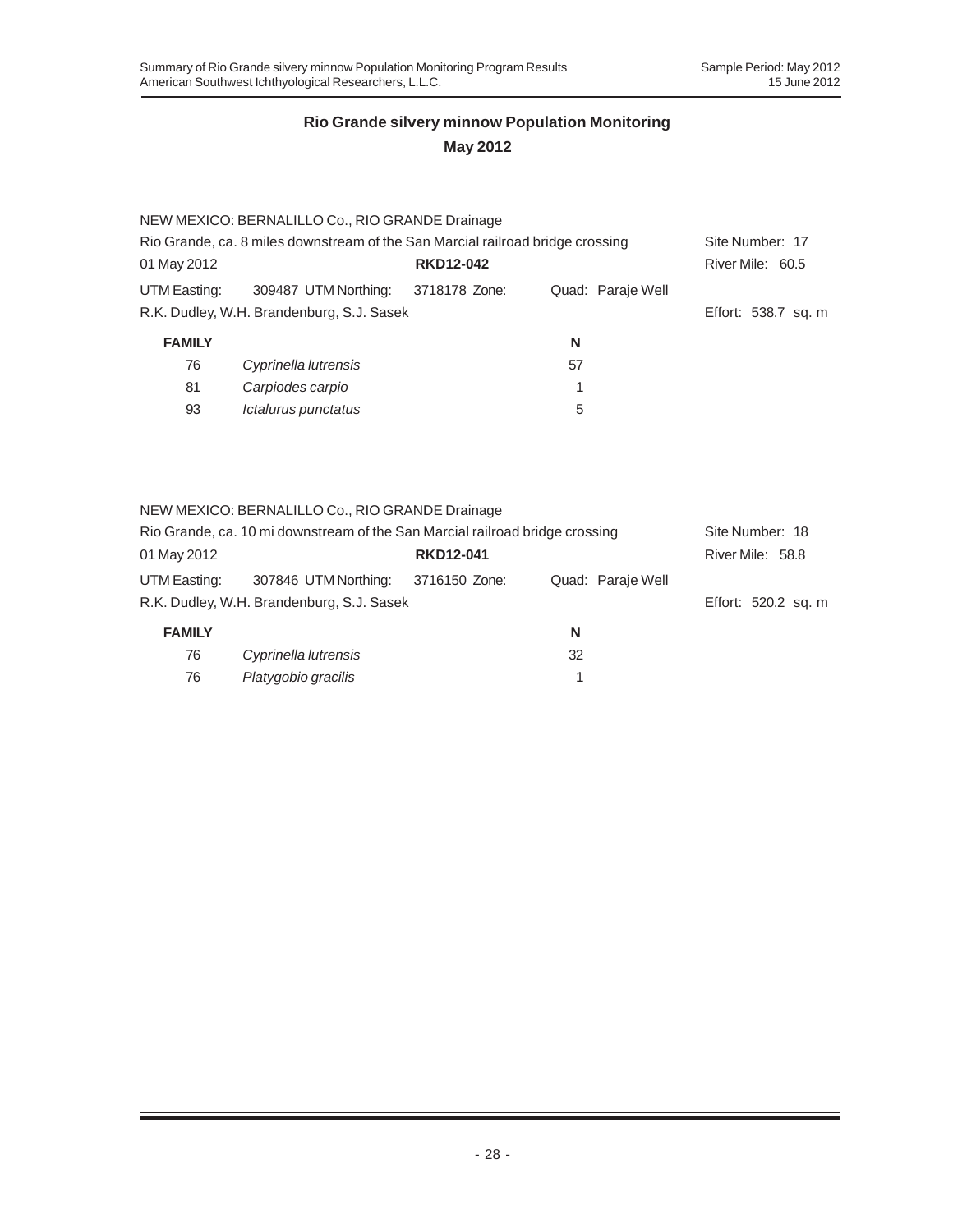## Rio Grande silvery minnow Population Monitoring

### May 2012

NEW MEXICO: BERNALILLO Co., RIO GRANDE Drainage

Rio Grande, ca. 8 miles downstream of the San Marcial railroad bridge crossing — Site Number: 17

01 May 2012 — **RKD12-042** — River Mile: 60.5

UTM Easting: 309487 UTM Northing: 3718178 Zone: Quad: Paraje Well

R.K. Dudley, W.H. Brandenburg, S.J. Sasek — Effort: 538.7 sq. m

| FAMILY | | N |
|---|---|---|
| 76 | *Cyprinella lutrensis* | 57 |
| 81 | *Carpiodes carpio* | 1 |
| 93 | *Ictalurus punctatus* | 5 |

NEW MEXICO: BERNALILLO Co., RIO GRANDE Drainage

Rio Grande, ca. 10 mi downstream of the San Marcial railroad bridge crossing — Site Number: 18

01 May 2012 — **RKD12-041** — River Mile: 58.8

UTM Easting: 307846 UTM Northing: 3716150 Zone: Quad: Paraje Well

R.K. Dudley, W.H. Brandenburg, S.J. Sasek — Effort: 520.2 sq. m

| FAMILY | | N |
|---|---|---|
| 76 | *Cyprinella lutrensis* | 32 |
| 76 | *Platygobio gracilis* | 1 |